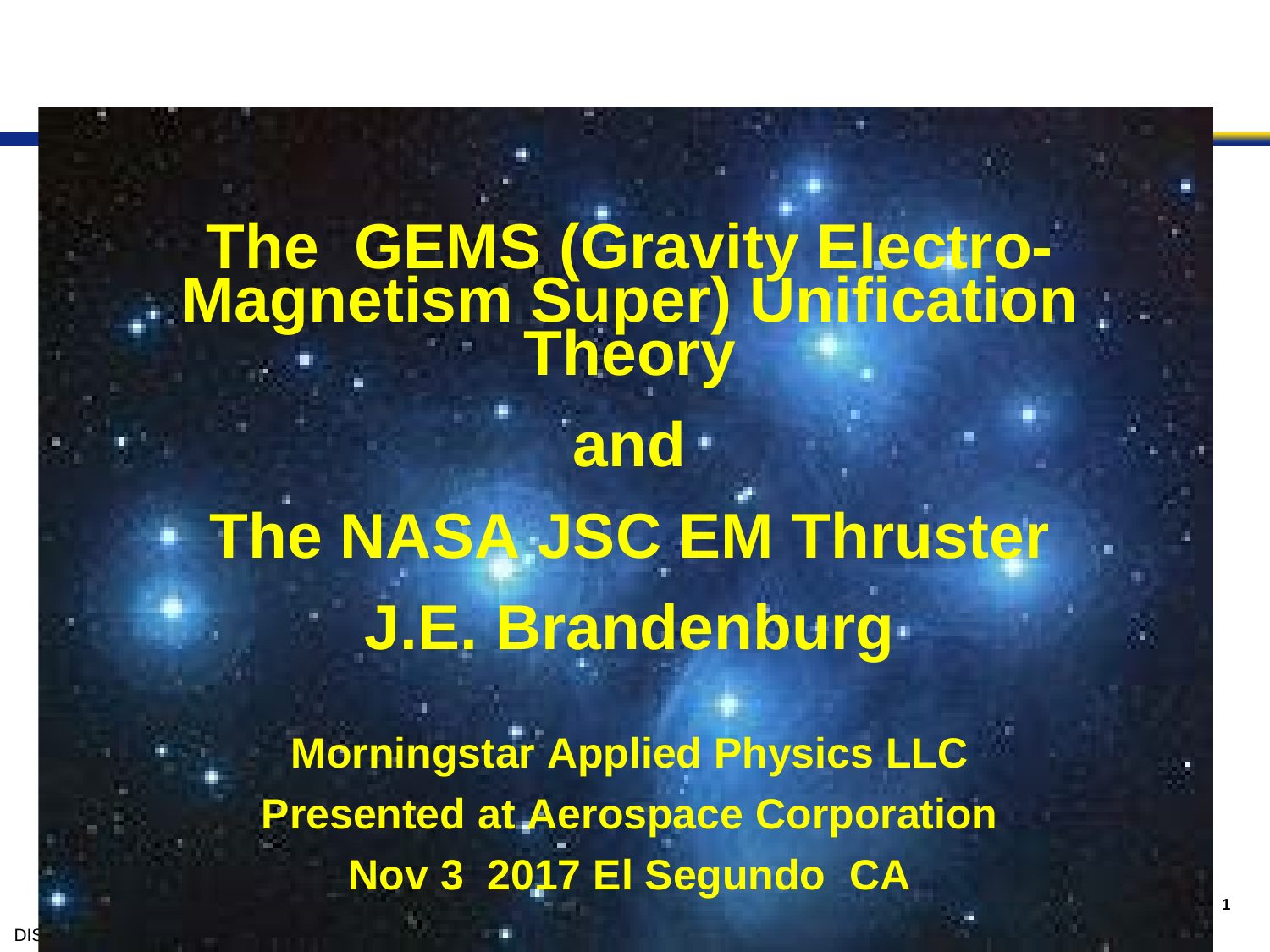# The GEMS (Gravity Electro-Magnetism Super) Unification Theory

# and

# The NASA JSC EM Thruster

## J.E. Brandenburg

**Morningstar Applied Physics LLC**

**Presented at Aerospace Corporation**

**Nov 3 2017 El Segundo CA**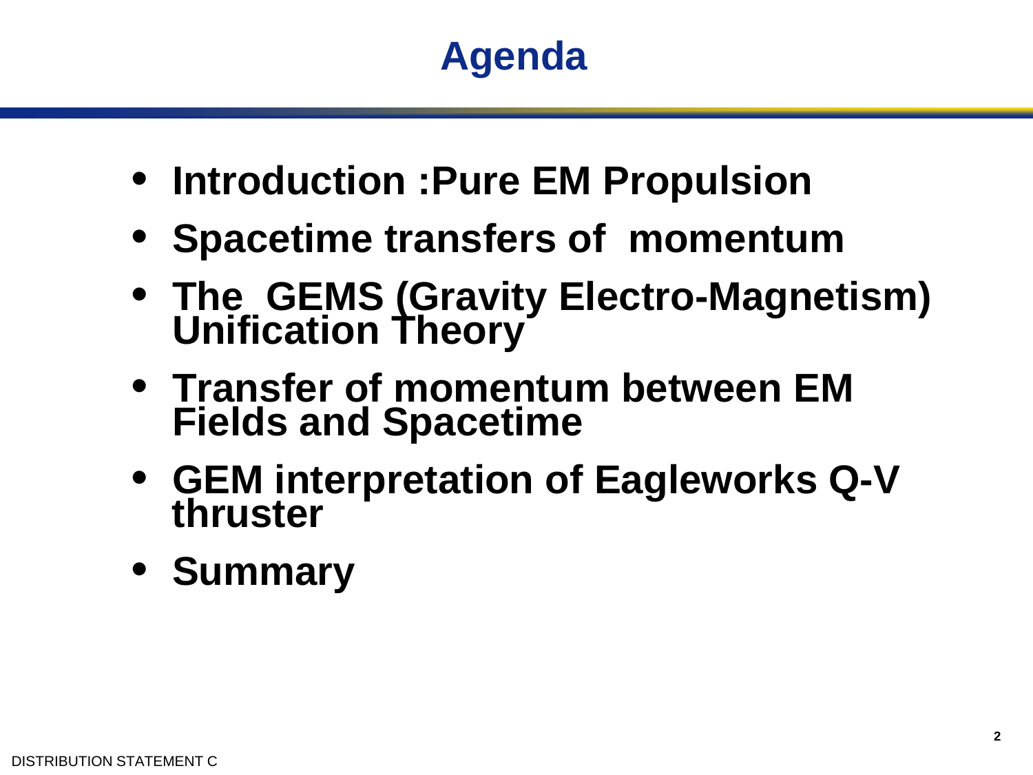# Agenda

- **Introduction :Pure EM Propulsion**
- **Spacetime transfers of momentum**
- **The GEMS (Gravity Electro-Magnetism) Unification Theory**
- **Transfer of momentum between EM Fields and Spacetime**
- **GEM interpretation of Eagleworks Q-V thruster**
- **Summary**

DISTRIBUTION STATEMENT C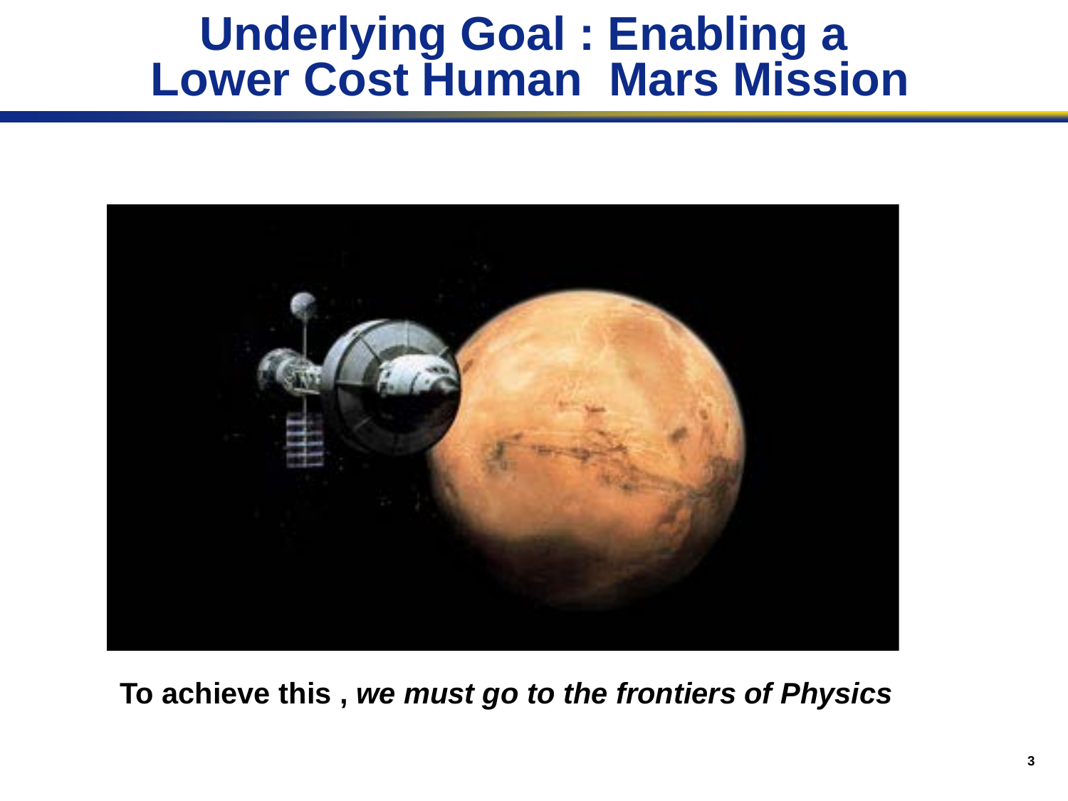# Underlying Goal : Enabling a Lower Cost Human Mars Mission

**To achieve this ,** ***we must go to the frontiers of Physics***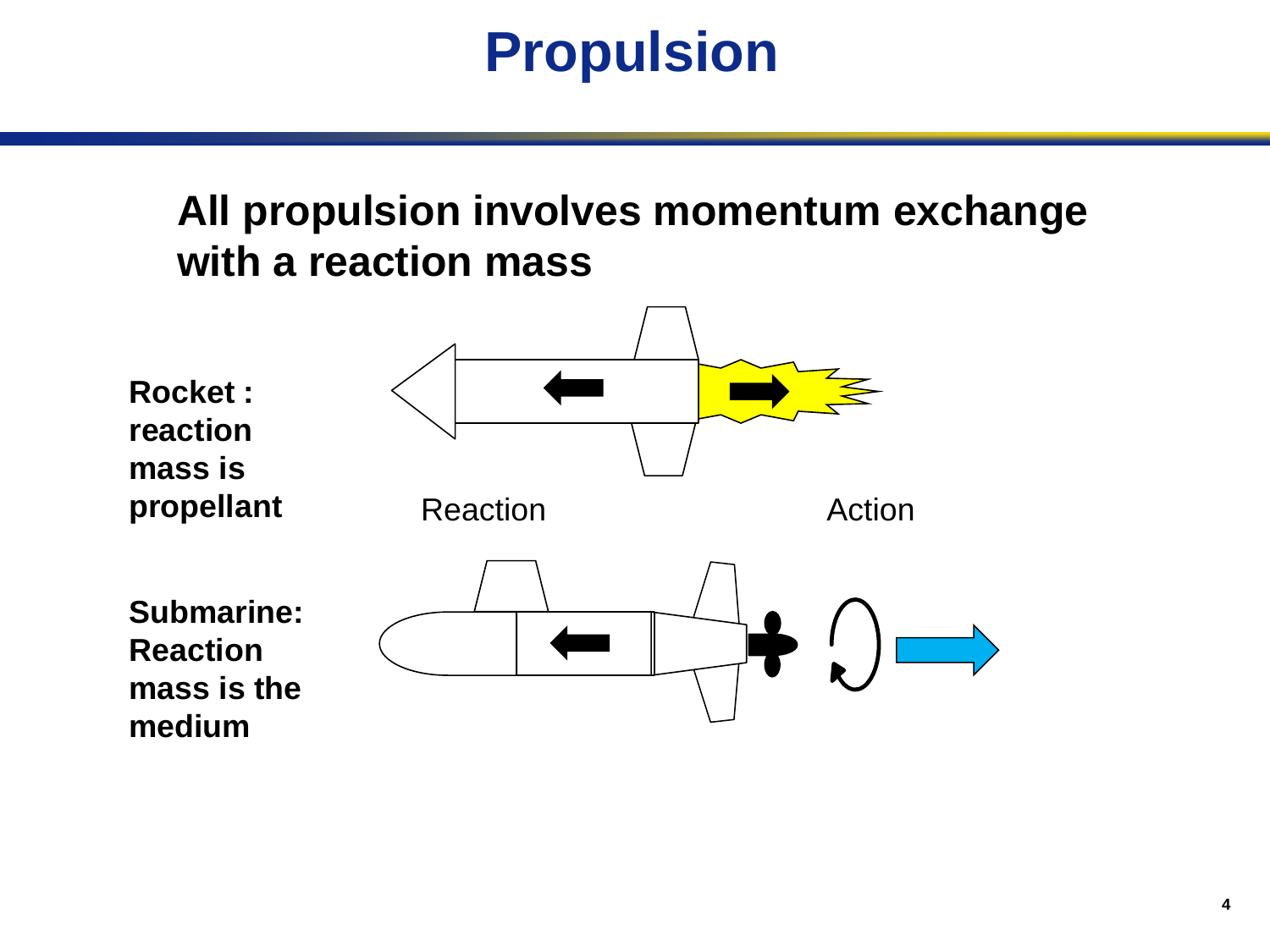# Propulsion

**All propulsion involves momentum exchange with a reaction mass**

**Rocket : reaction mass is propellant**

Reaction

Action

**Submarine: Reaction mass is the medium**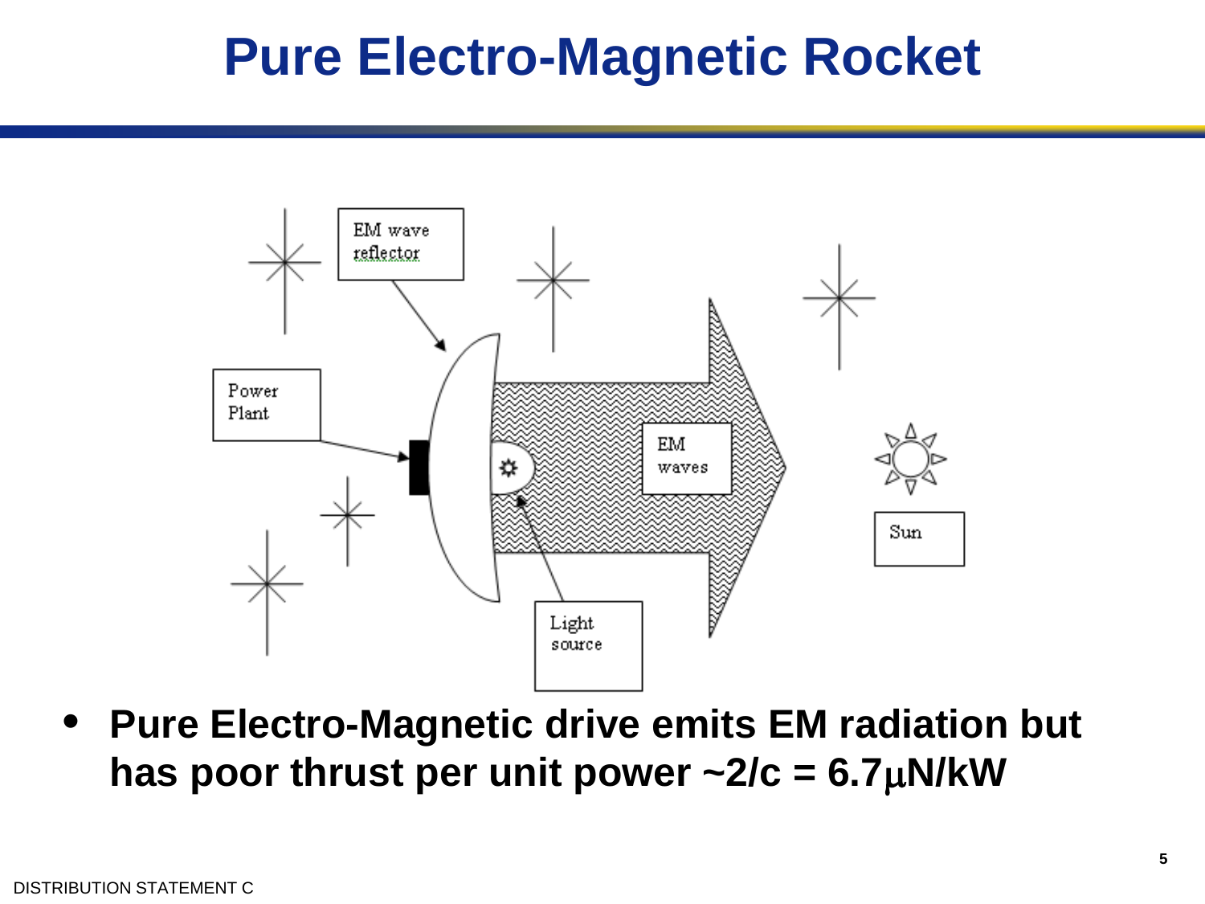# Pure Electro-Magnetic Rocket

EM wave reflector

Power Plant

EM waves

Light source

Sun

- **Pure Electro-Magnetic drive emits EM radiation but has poor thrust per unit power ~2/c = 6.7μN/kW**

DISTRIBUTION STATEMENT C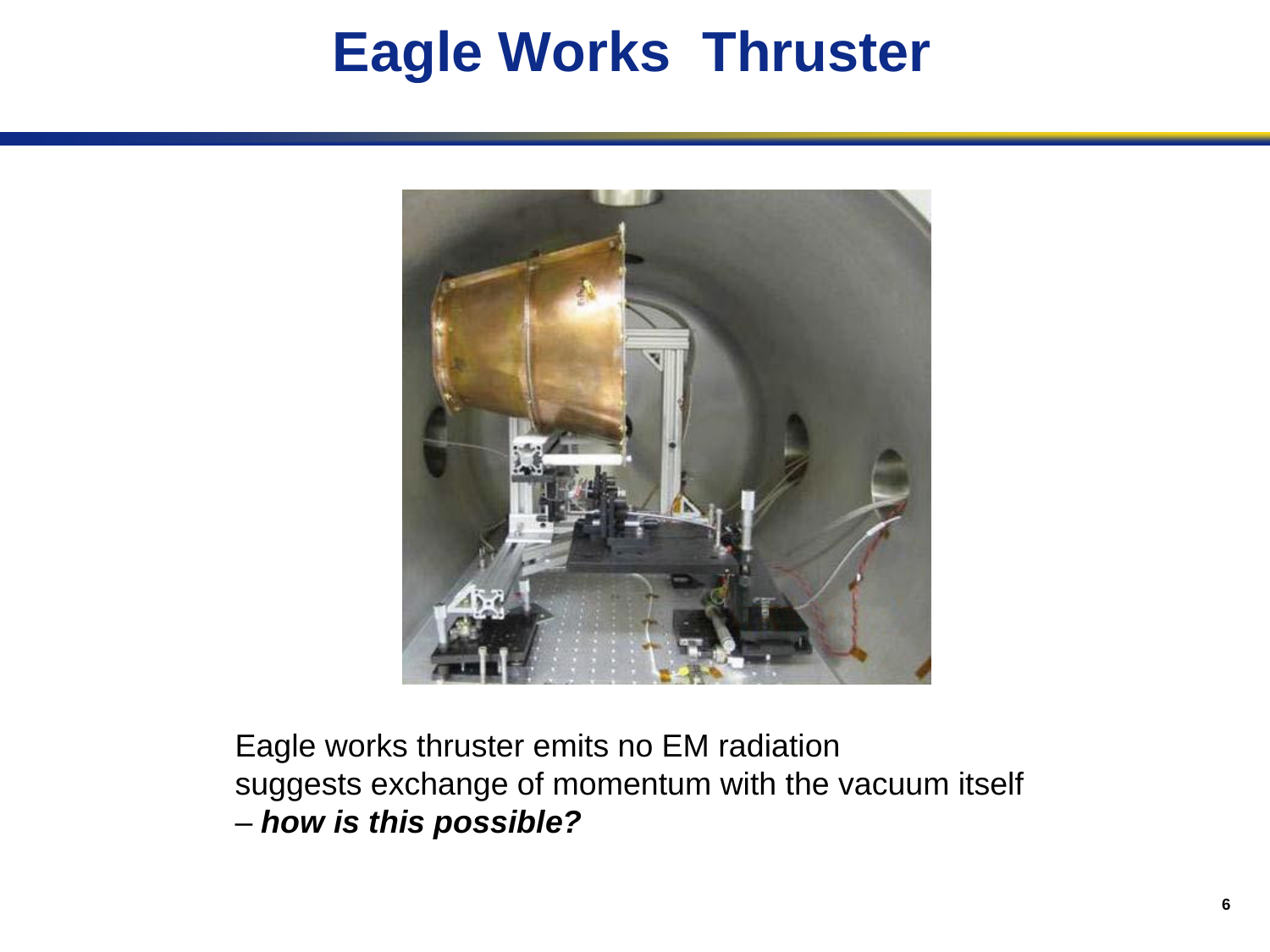# Eagle Works Thruster

Eagle works thruster emits no EM radiation
suggests exchange of momentum with the vacuum itself
– ***how is this possible?***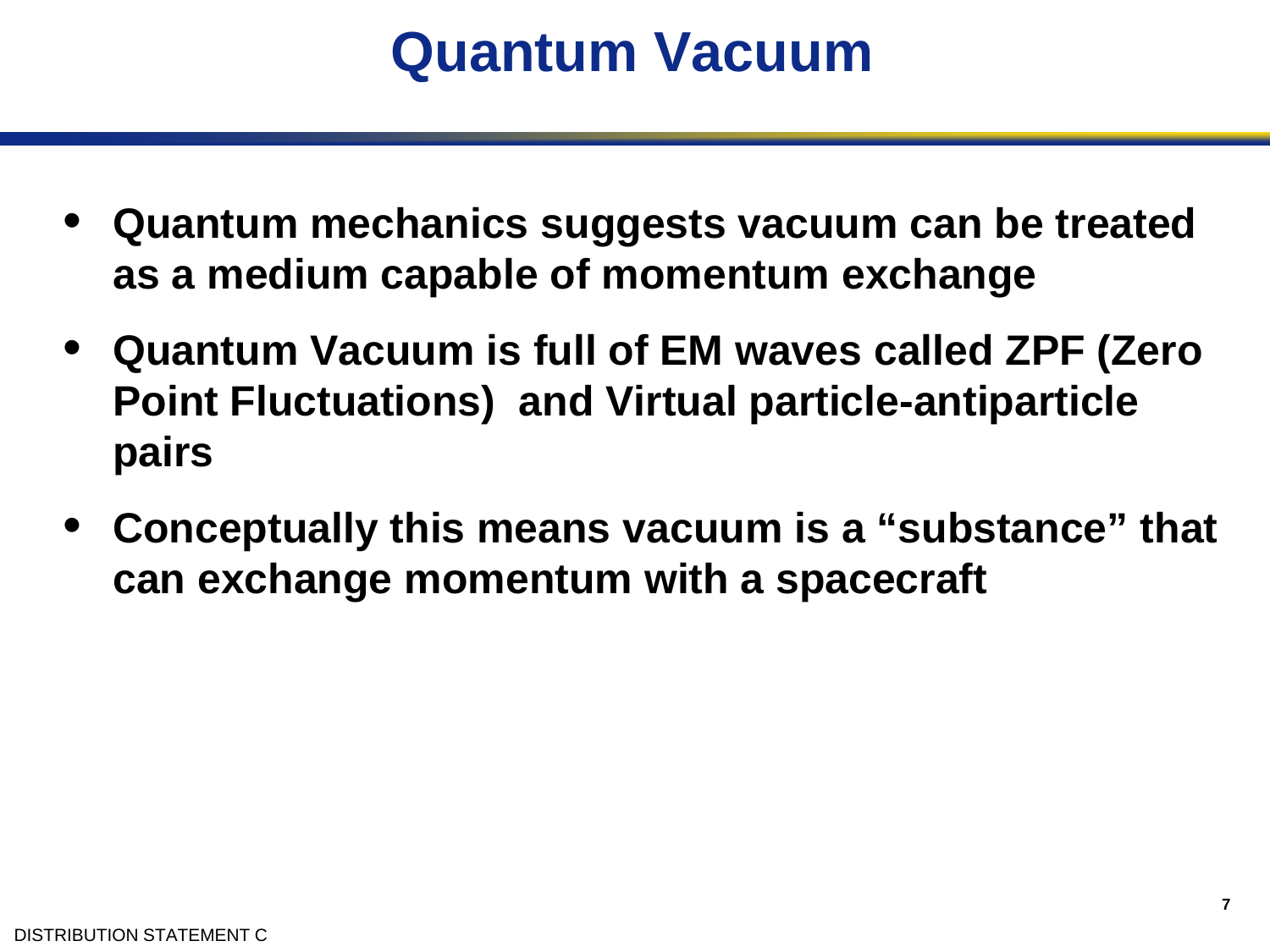# Quantum Vacuum

- **Quantum mechanics suggests vacuum can be treated as a medium capable of momentum exchange**
- **Quantum Vacuum is full of EM waves called ZPF (Zero Point Fluctuations) and Virtual particle-antiparticle pairs**
- **Conceptually this means vacuum is a "substance" that can exchange momentum with a spacecraft**

DISTRIBUTION STATEMENT C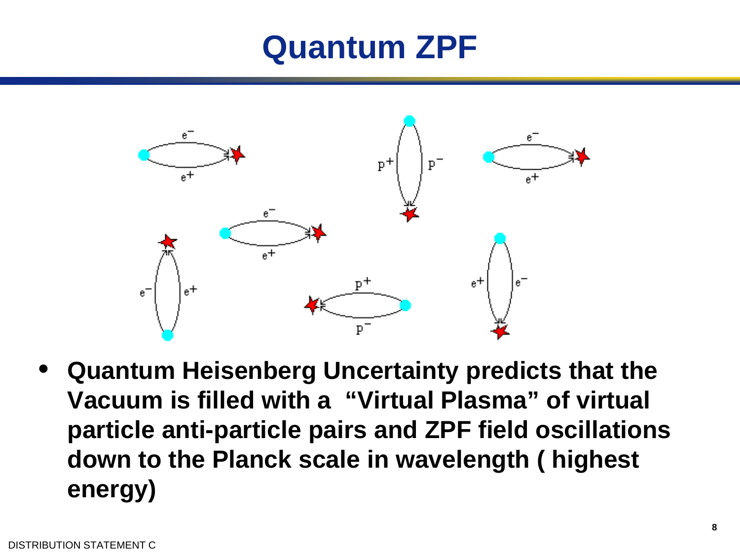# Quantum ZPF

- **Quantum Heisenberg Uncertainty predicts that the Vacuum is filled with a "Virtual Plasma" of virtual particle anti-particle pairs and ZPF field oscillations down to the Planck scale in wavelength ( highest energy)**

DISTRIBUTION STATEMENT C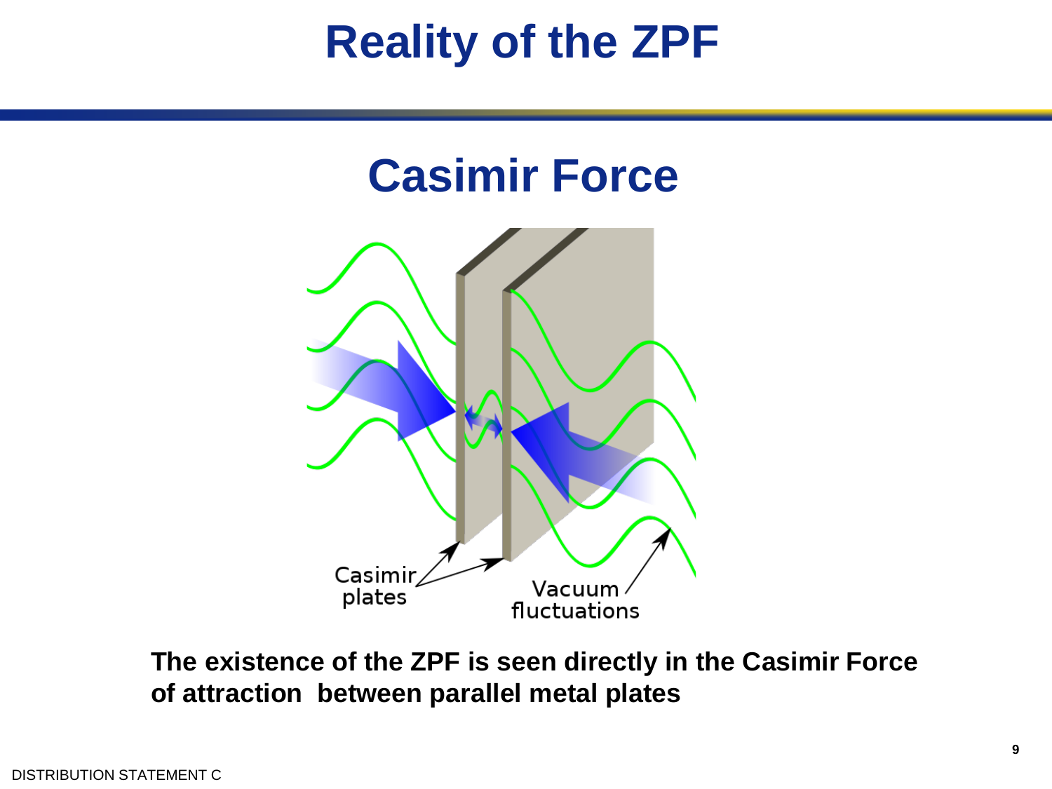# Reality of the ZPF

## Casimir Force

Casimir plates

Vacuum fluctuations

**The existence of the ZPF is seen directly in the Casimir Force of attraction between parallel metal plates**

DISTRIBUTION STATEMENT C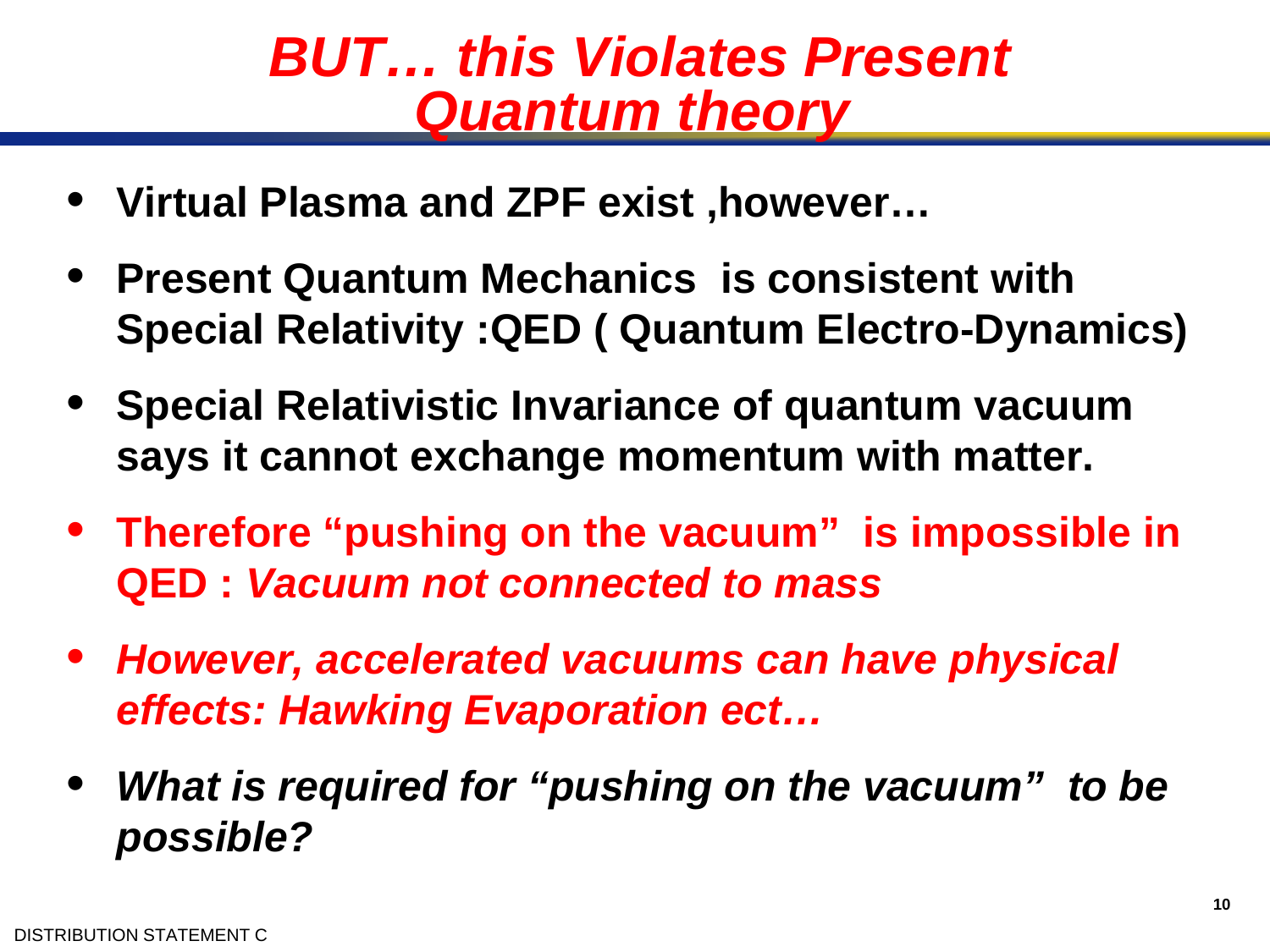# *BUT… this Violates Present Quantum theory*

- **Virtual Plasma and ZPF exist ,however…**
- **Present Quantum Mechanics is consistent with Special Relativity :QED ( Quantum Electro-Dynamics)**
- **Special Relativistic Invariance of quantum vacuum says it cannot exchange momentum with matter.**
- **Therefore "pushing on the vacuum" is impossible in QED : *Vacuum not connected to mass***
- ***However, accelerated vacuums can have physical effects: Hawking Evaporation ect…***
- ***What is required for "pushing on the vacuum" to be possible?***

DISTRIBUTION STATEMENT C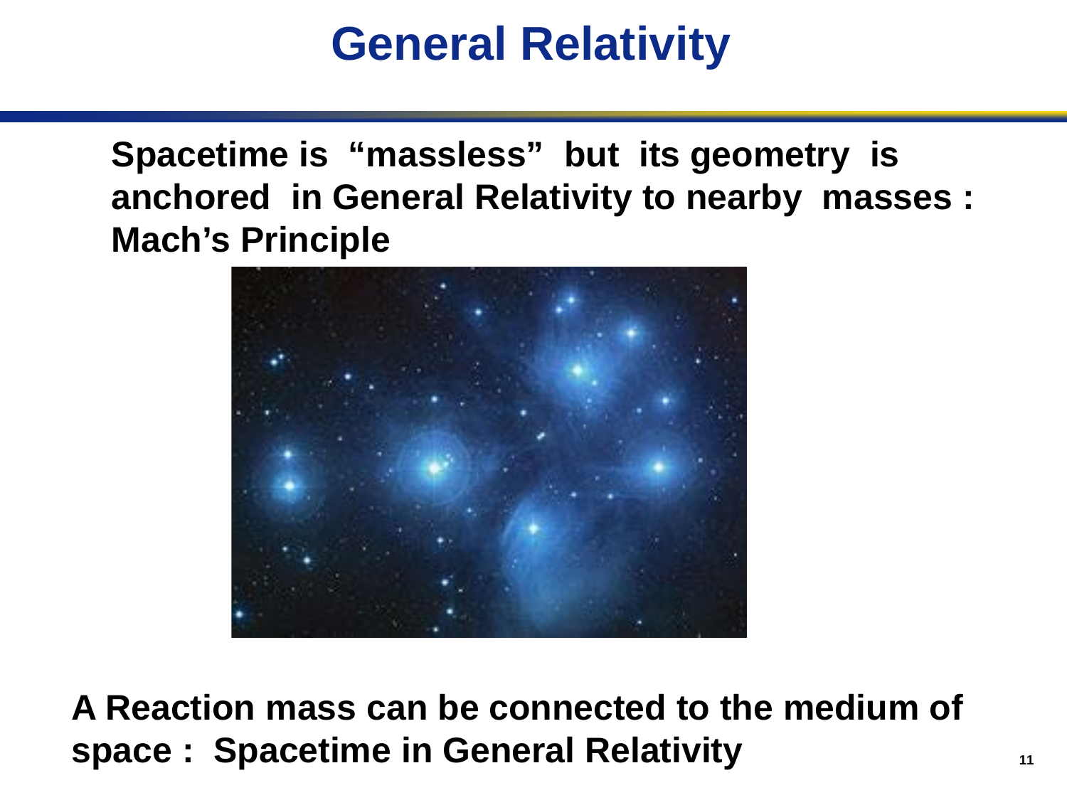# General Relativity

**Spacetime is "massless" but its geometry is anchored in General Relativity to nearby masses : Mach's Principle**

**A Reaction mass can be connected to the medium of space : Spacetime in General Relativity**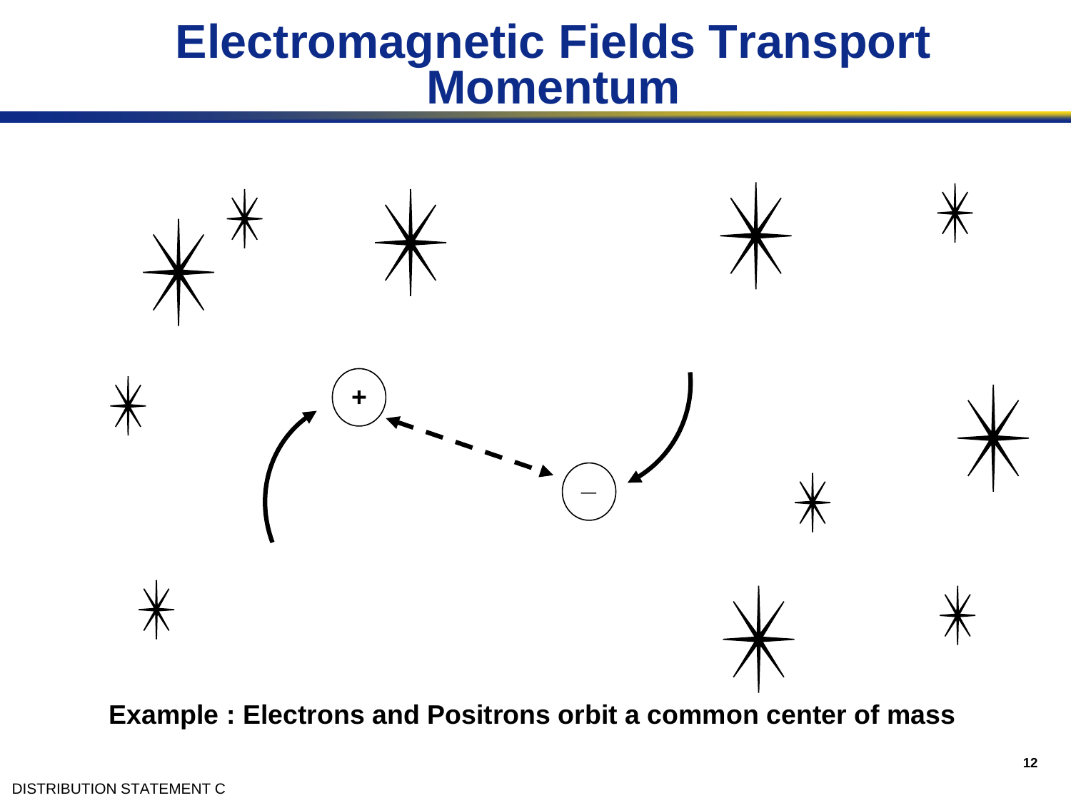# Electromagnetic Fields Transport Momentum

**Example : Electrons and Positrons orbit a common center of mass**

DISTRIBUTION STATEMENT C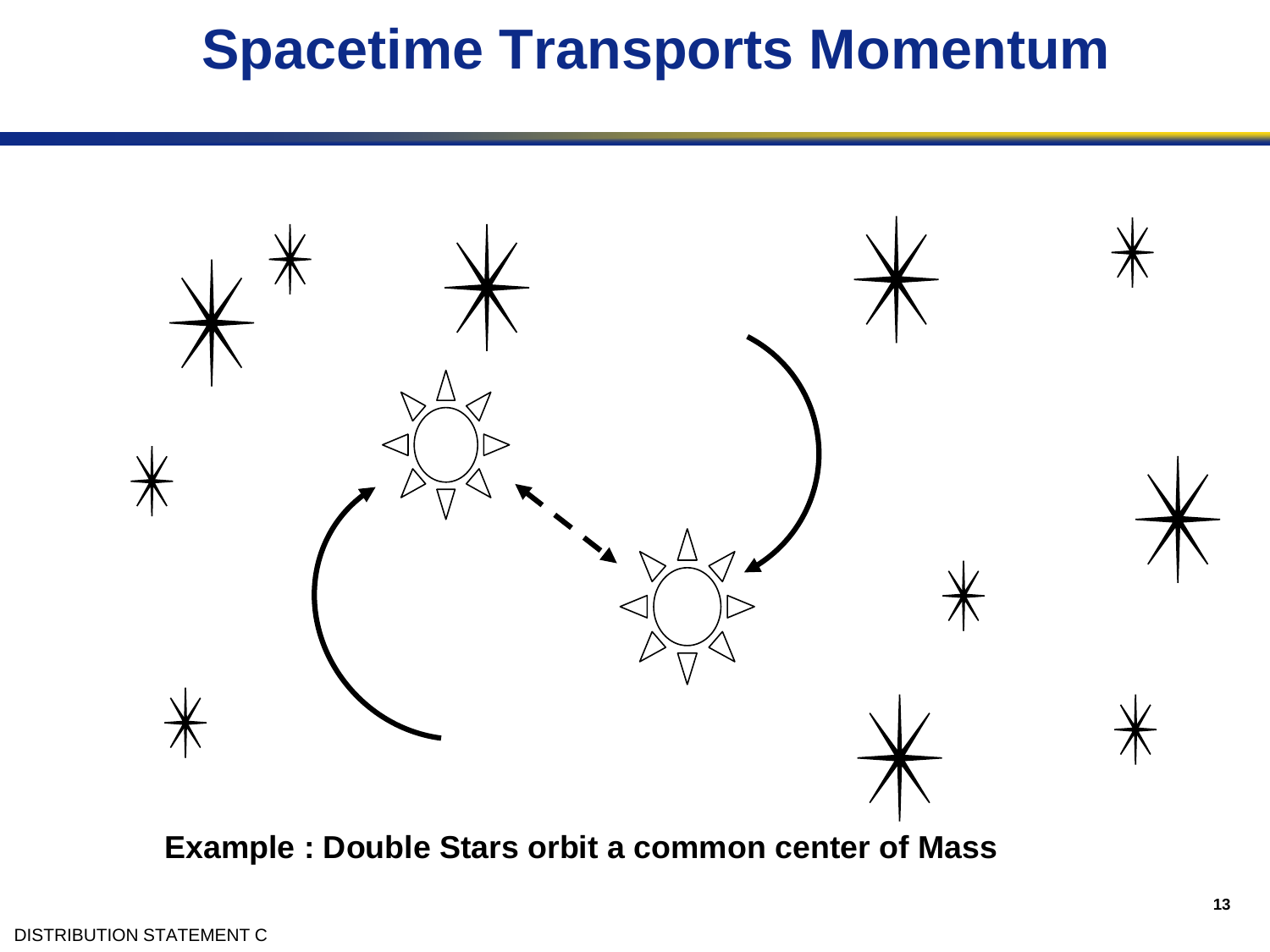# Spacetime Transports Momentum

**Example : Double Stars orbit a common center of Mass**

DISTRIBUTION STATEMENT C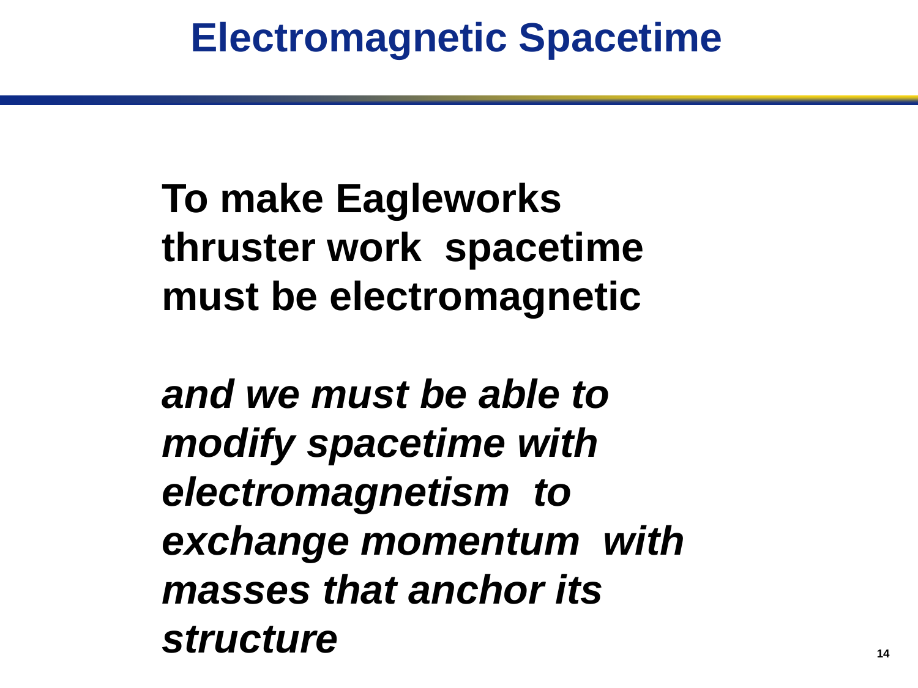# Electromagnetic Spacetime

**To make Eagleworks thruster work spacetime must be electromagnetic**

***and we must be able to modify spacetime with electromagnetism to exchange momentum with masses that anchor its structure***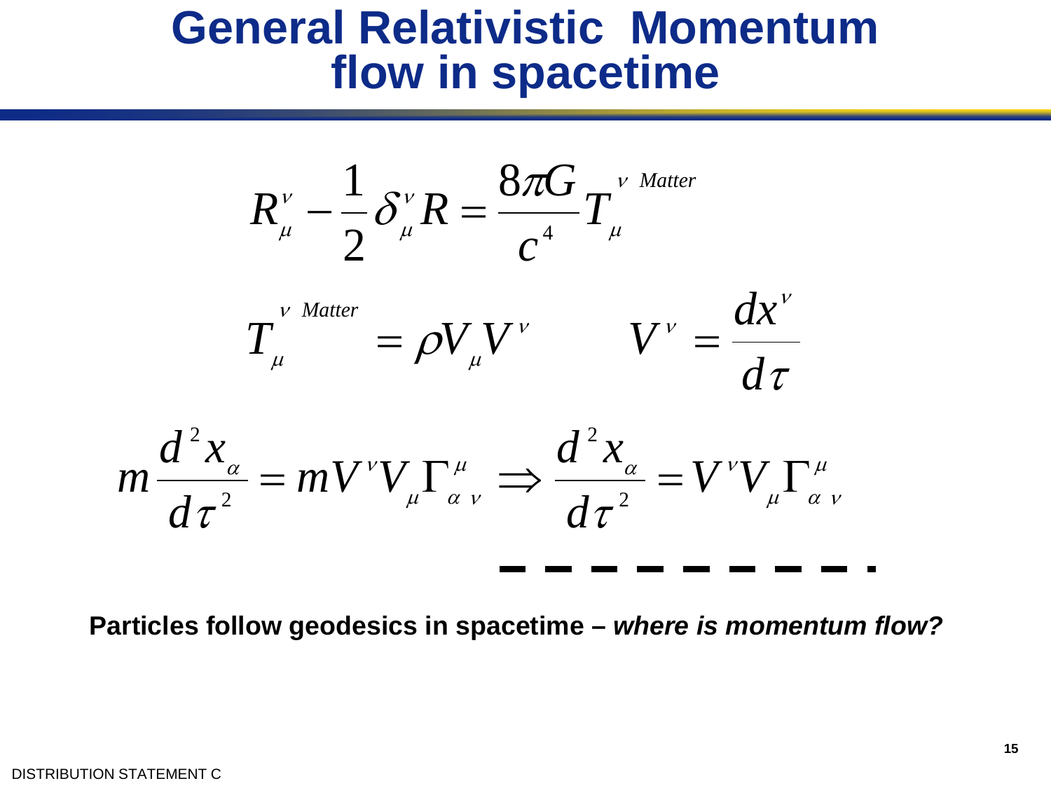# General Relativistic Momentum flow in spacetime

$$R_{\mu}^{\nu} - \frac{1}{2}\delta_{\mu}^{\nu}R = \frac{8\pi G}{c^4}T_{\mu}^{\nu\ Matter}$$

$$T_{\mu}^{\nu\ Matter} = \rho V_{\mu}V^{\nu} \qquad V^{\nu} = \frac{dx^{\nu}}{d\tau}$$

$$m\frac{d^2 x_{\alpha}}{d\tau^2} = mV^{\nu}V_{\mu}\Gamma_{\alpha\ \nu}^{\mu} \Rightarrow \frac{d^2 x_{\alpha}}{d\tau^2} = V^{\nu}V_{\mu}\Gamma_{\alpha\ \nu}^{\mu}$$

**Particles follow geodesics in spacetime – *where is momentum flow?***

DISTRIBUTION STATEMENT C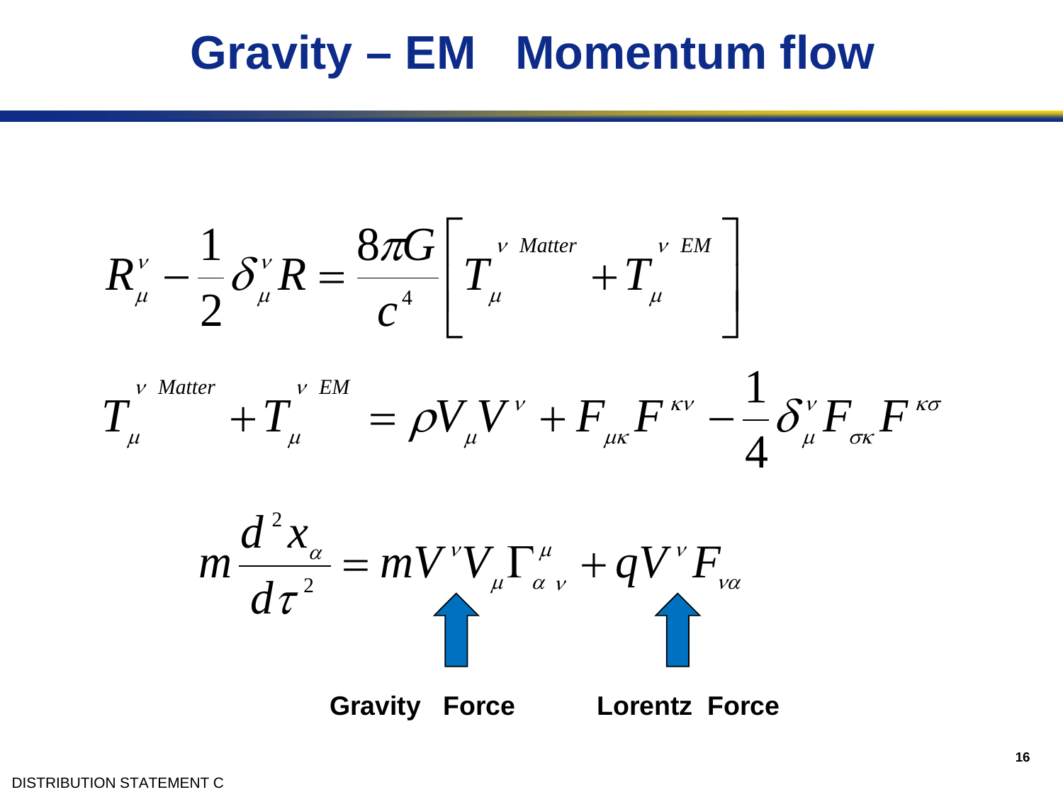# Gravity – EM Momentum flow

$$R_{\mu}^{\nu} - \frac{1}{2}\delta_{\mu}^{\nu} R = \frac{8\pi G}{c^4}\left[ T_{\mu}^{\nu\ Matter} + T_{\mu}^{\nu\ EM} \right]$$

$$T_{\mu}^{\nu\ Matter} + T_{\mu}^{\nu\ EM} = \rho V_{\mu} V^{\nu} + F_{\mu\kappa} F^{\kappa\nu} - \frac{1}{4}\delta_{\mu}^{\nu} F_{\sigma\kappa} F^{\kappa\sigma}$$

$$m\frac{d^2 x_{\alpha}}{d\tau^2} = mV^{\nu} V_{\mu} \Gamma^{\mu}_{\alpha\ \nu} + qV^{\nu} F_{\nu\alpha}$$

**Gravity Force** **Lorentz Force**

DISTRIBUTION STATEMENT C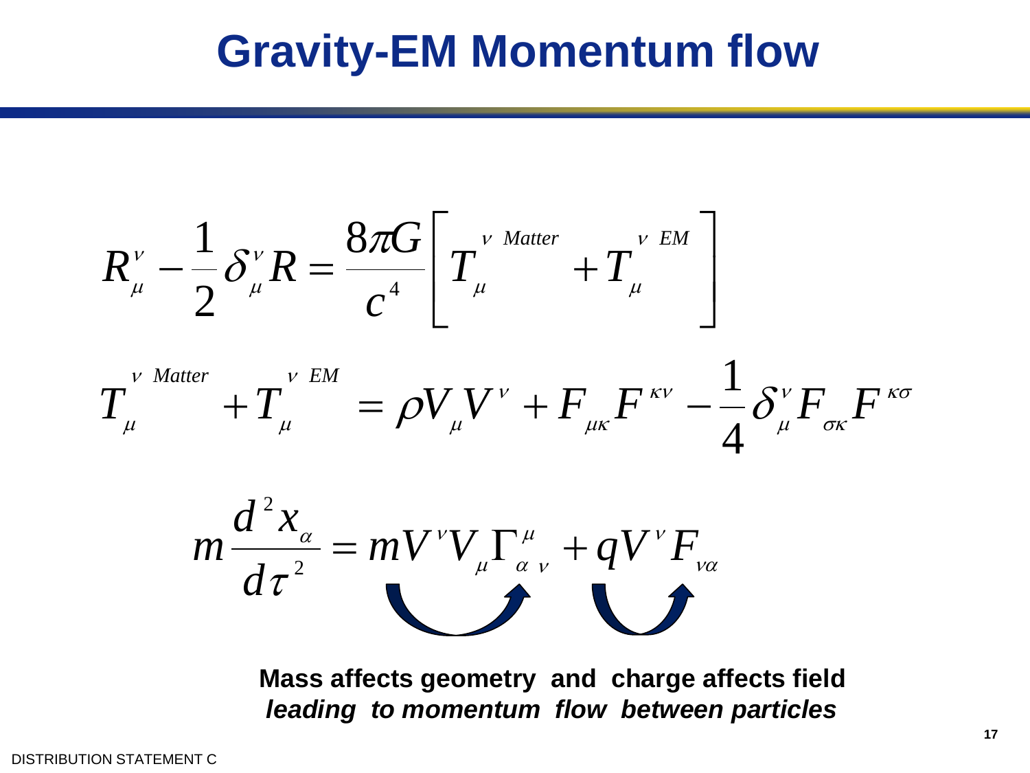# Gravity-EM Momentum flow

$$R_{\mu}^{\nu} - \frac{1}{2}\delta_{\mu}^{\nu} R = \frac{8\pi G}{c^4}\left[ T_{\mu}^{\nu\ Matter} + T_{\mu}^{\nu\ EM} \right]$$

$$T_{\mu}^{\nu\ Matter} + T_{\mu}^{\nu\ EM} = \rho V_{\mu} V^{\nu} + F_{\mu\kappa} F^{\kappa\nu} - \frac{1}{4}\delta_{\mu}^{\nu} F_{\sigma\kappa} F^{\kappa\sigma}$$

$$m\frac{d^2 x_{\alpha}}{d\tau^2} = mV^{\nu} V_{\mu} \Gamma_{\alpha\ \nu}^{\ \mu} + qV^{\nu} F_{\nu\alpha}$$

**Mass affects geometry and charge affects field**
***leading to momentum flow between particles***

DISTRIBUTION STATEMENT C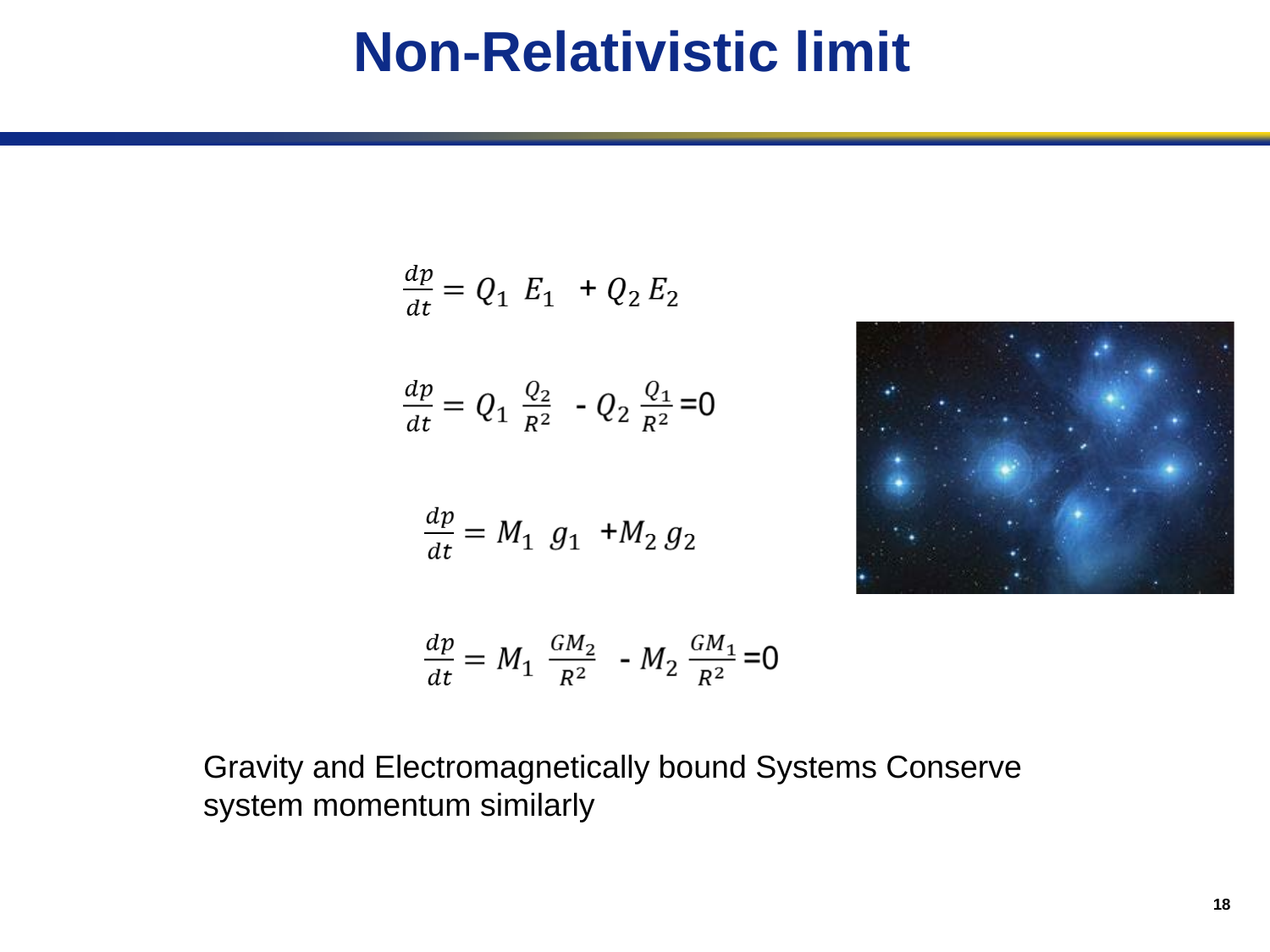# Non-Relativistic limit

$$\frac{dp}{dt} = Q_1 \ E_1 \ + Q_2 \, E_2$$

$$\frac{dp}{dt} = Q_1 \ \frac{Q_2}{R^2} \ - Q_2 \, \frac{Q_1}{R^2} = 0$$

$$\frac{dp}{dt} = M_1 \ g_1 \ + M_2 \, g_2$$

$$\frac{dp}{dt} = M_1 \ \frac{GM_2}{R^2} \ - M_2 \, \frac{GM_1}{R^2} = 0$$

Gravity and Electromagnetically bound Systems Conserve system momentum similarly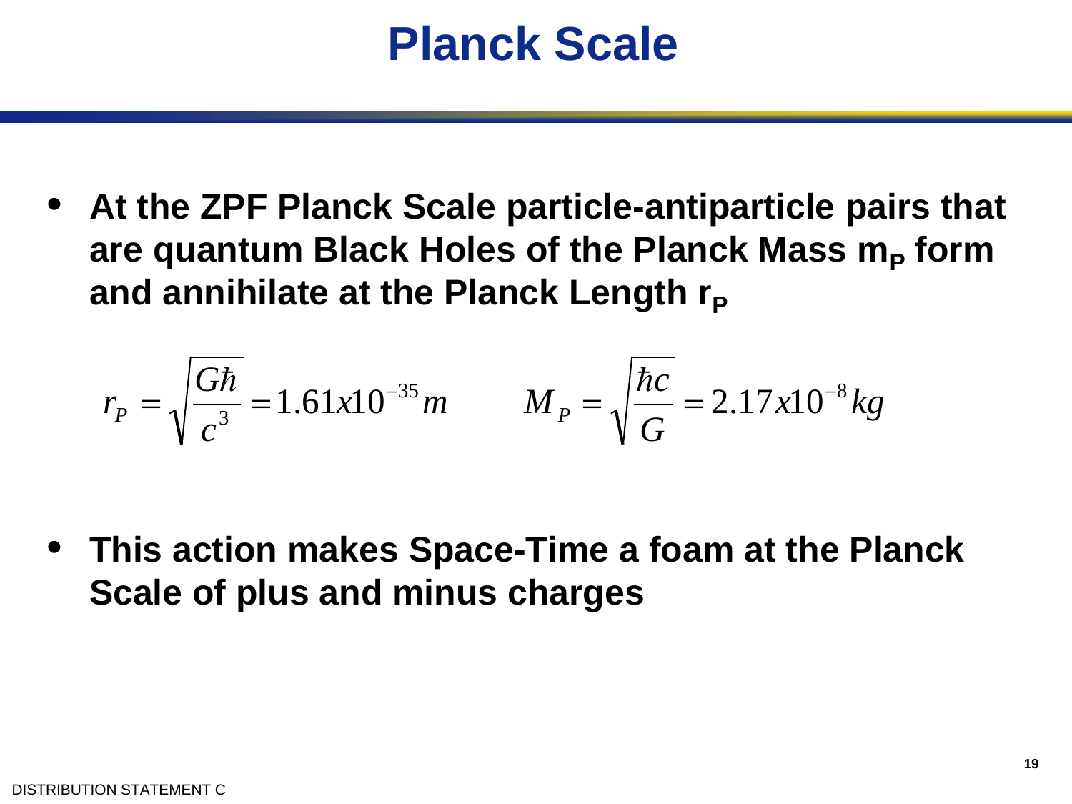# Planck Scale

- **At the ZPF Planck Scale particle-antiparticle pairs that are quantum Black Holes of the Planck Mass $m_P$ form and annihilate at the Planck Length $r_P$**

$$r_P = \sqrt{\frac{G\hbar}{c^3}} = 1.61x10^{-35}m \qquad M_P = \sqrt{\frac{\hbar c}{G}} = 2.17x10^{-8}kg$$

- **This action makes Space-Time a foam at the Planck Scale of plus and minus charges**

DISTRIBUTION STATEMENT C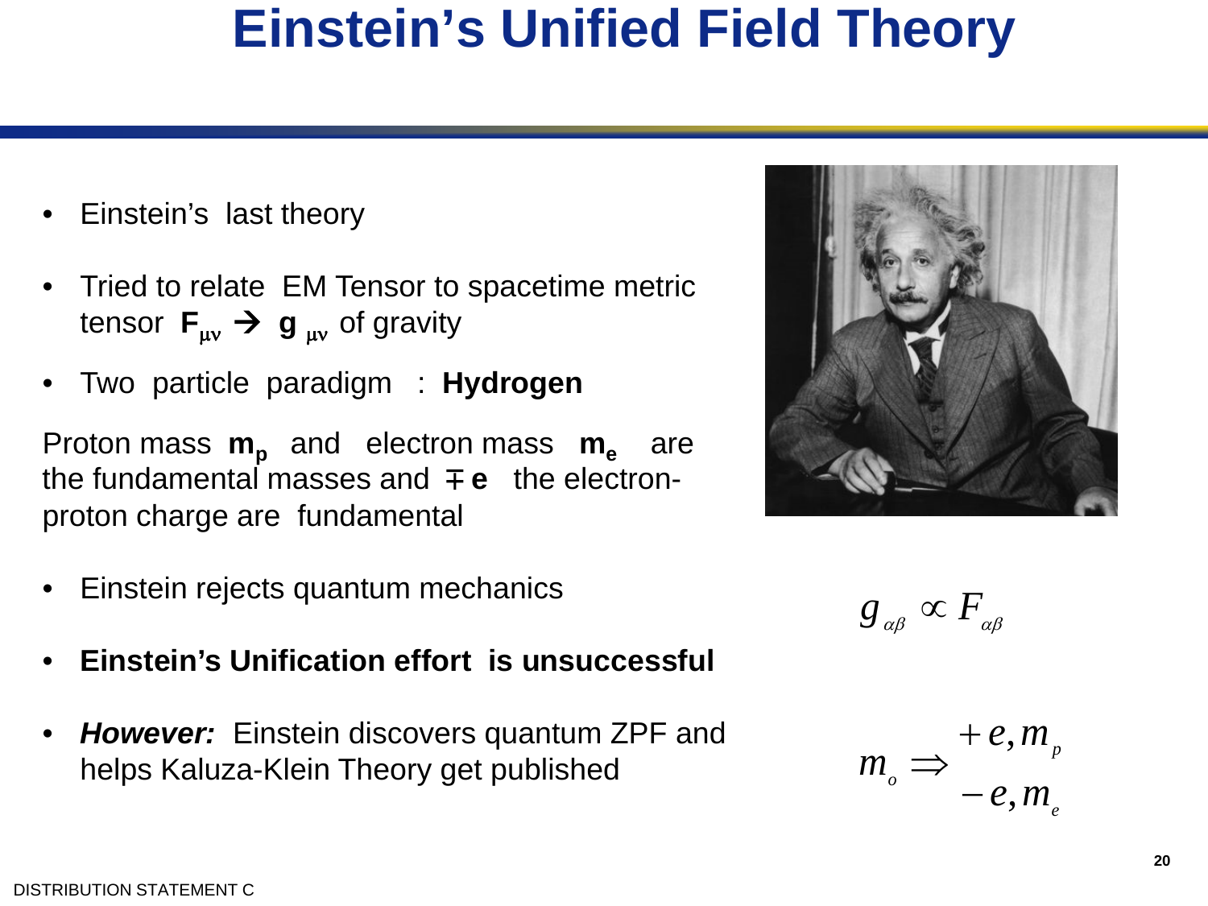# Einstein's Unified Field Theory

- Einstein's last theory
- Tried to relate EM Tensor to spacetime metric tensor $\mathbf{F}_{\mu\nu} \rightarrow \mathbf{g}_{\mu\nu}$ of gravity
- Two particle paradigm : **Hydrogen**

Proton mass $\mathbf{m_p}$ and electron mass $\mathbf{m_e}$ are the fundamental masses and $\mp \mathbf{e}$ the electron-proton charge are fundamental

- Einstein rejects quantum mechanics
- **Einstein's Unification effort is unsuccessful**
- ***However:*** Einstein discovers quantum ZPF and helps Kaluza-Klein Theory get published

$$g_{\alpha\beta} \propto F_{\alpha\beta}$$

$$m_o \Rightarrow \begin{matrix} +e, m_p \\ -e, m_e \end{matrix}$$

DISTRIBUTION STATEMENT C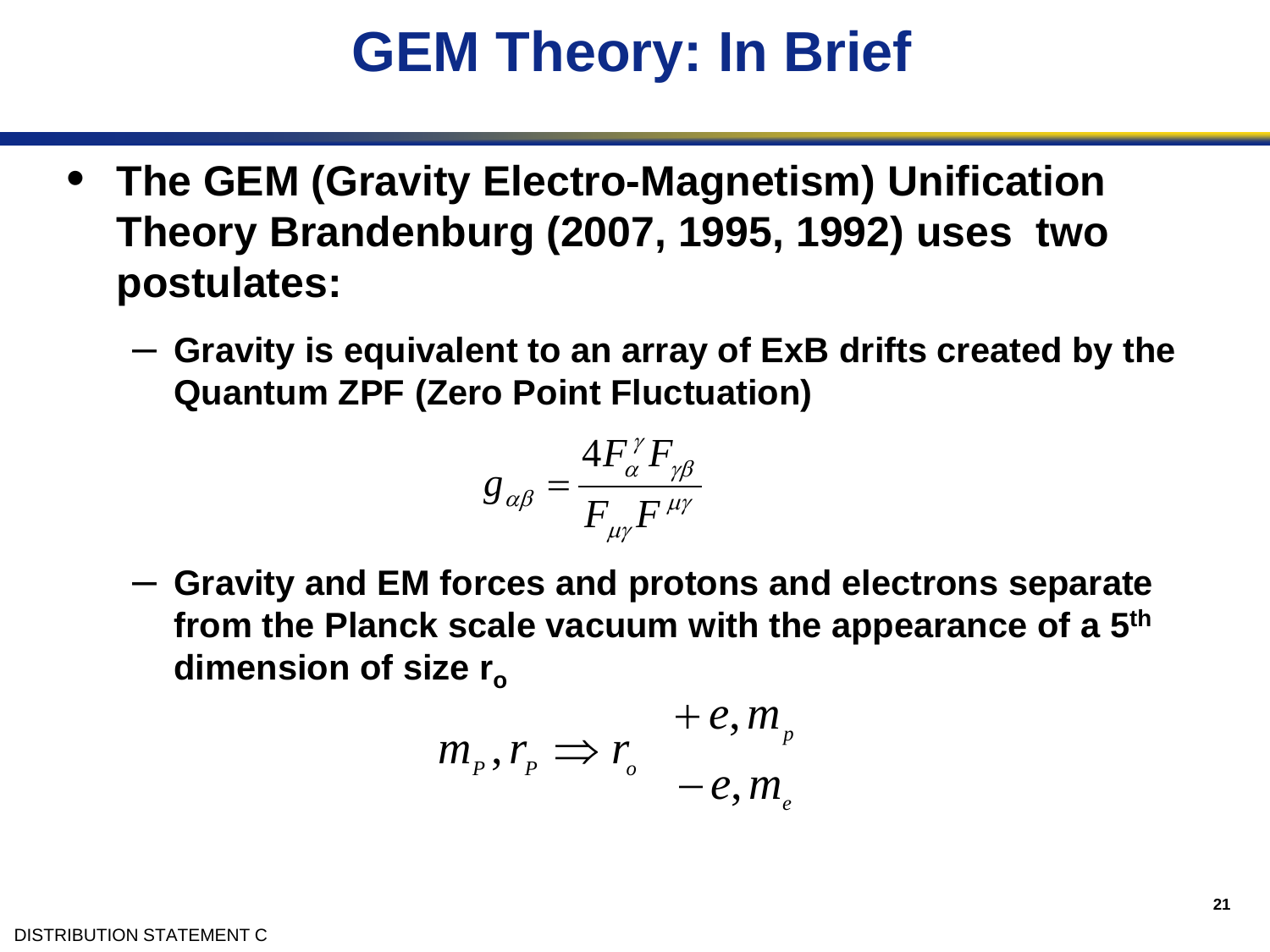# GEM Theory: In Brief

- **The GEM (Gravity Electro-Magnetism) Unification Theory Brandenburg (2007, 1995, 1992) uses two postulates:**
  - **Gravity is equivalent to an array of ExB drifts created by the Quantum ZPF (Zero Point Fluctuation)**

$$g_{\alpha\beta} = \frac{4F_{\alpha}^{\ \gamma} F_{\gamma\beta}}{F_{\mu\gamma} F^{\mu\gamma}}$$

  - **Gravity and EM forces and protons and electrons separate from the Planck scale vacuum with the appearance of a 5th dimension of size $r_o$**

$$m_P, r_P \Rightarrow r_o \quad \begin{matrix} +e, m_p \\ -e, m_e \end{matrix}$$

DISTRIBUTION STATEMENT C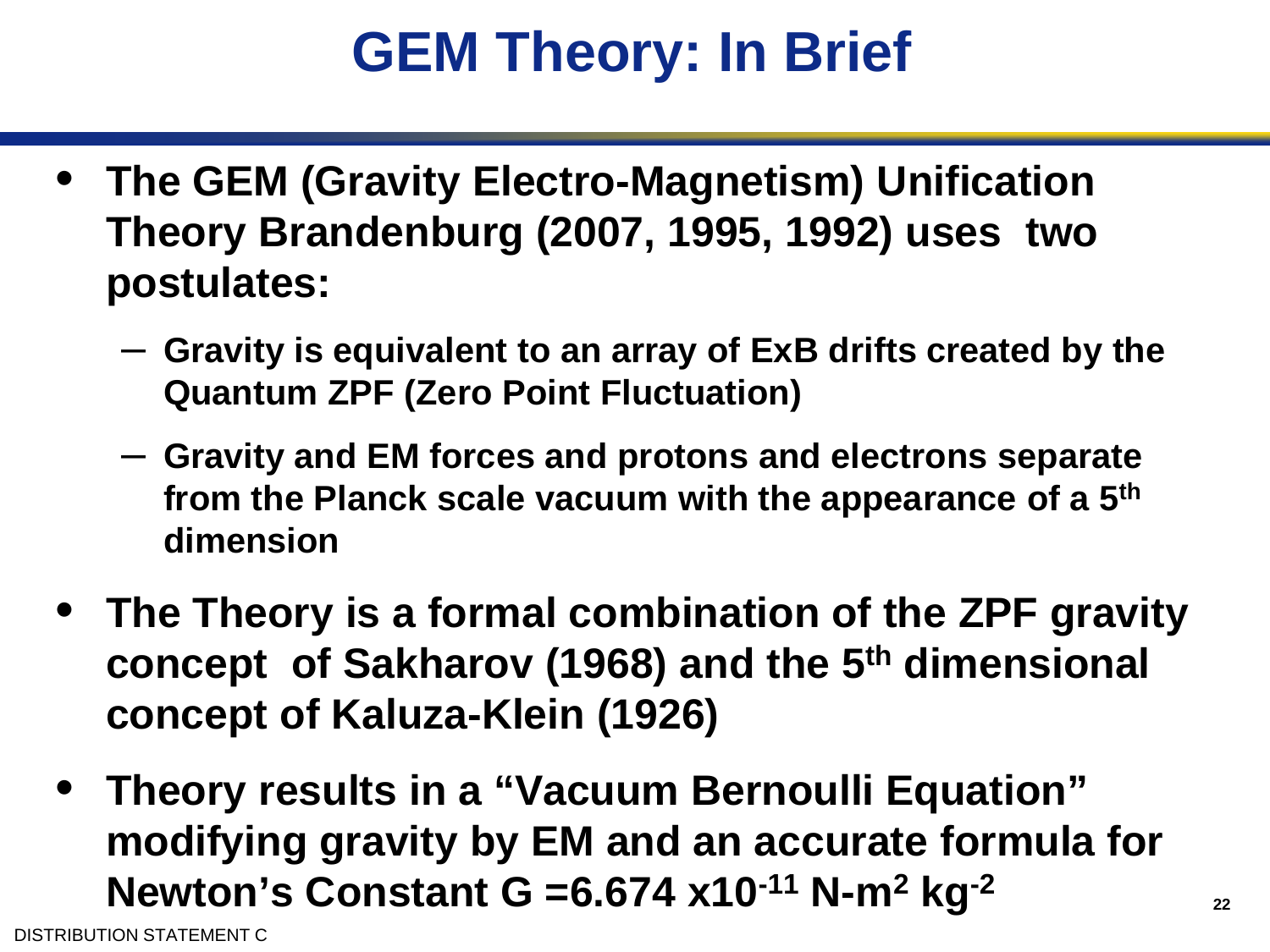# GEM Theory: In Brief

- **The GEM (Gravity Electro-Magnetism) Unification Theory Brandenburg (2007, 1995, 1992) uses two postulates:**
  - **Gravity is equivalent to an array of ExB drifts created by the Quantum ZPF (Zero Point Fluctuation)**
  - **Gravity and EM forces and protons and electrons separate from the Planck scale vacuum with the appearance of a 5$^{th}$ dimension**
- **The Theory is a formal combination of the ZPF gravity concept of Sakharov (1968) and the 5$^{th}$ dimensional concept of Kaluza-Klein (1926)**
- **Theory results in a "Vacuum Bernoulli Equation" modifying gravity by EM and an accurate formula for Newton's Constant G =6.674 x10$^{-11}$ N-m$^{2}$ kg$^{-2}$**

DISTRIBUTION STATEMENT C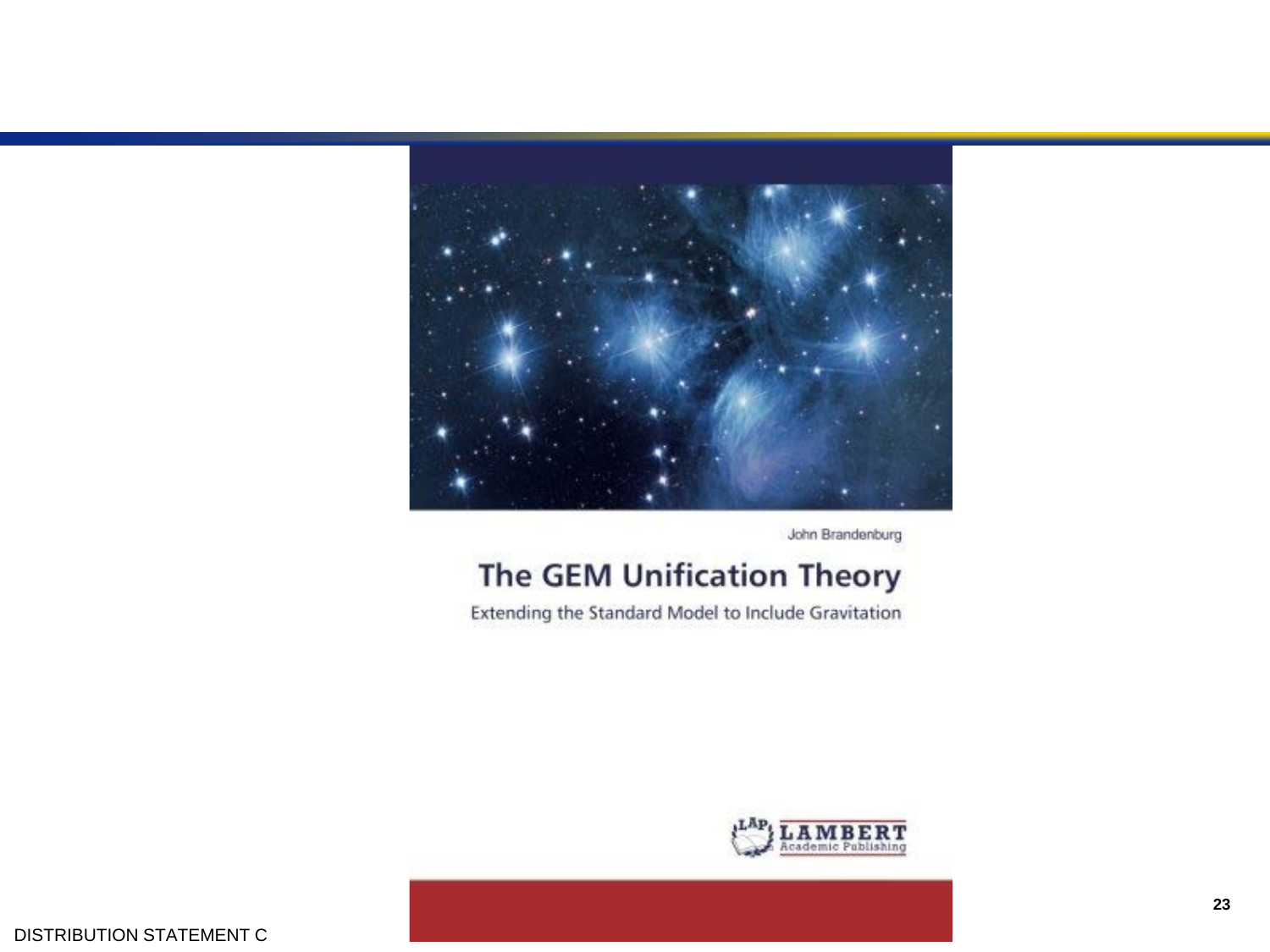John Brandenburg

# The GEM Unification Theory

Extending the Standard Model to Include Gravitation

LAP LAMBERT Academic Publishing

DISTRIBUTION STATEMENT C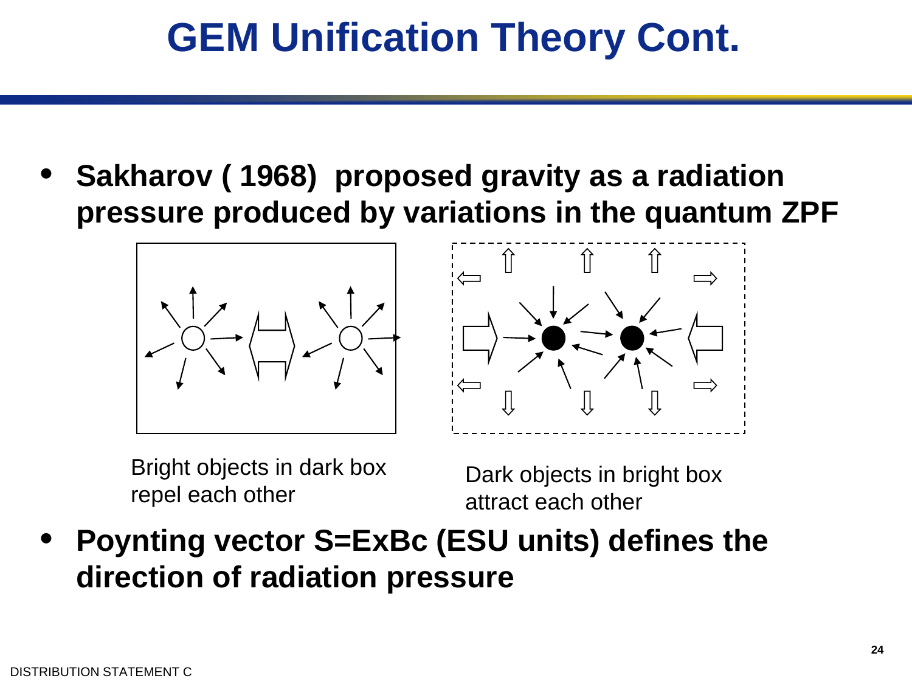# GEM Unification Theory Cont.

- **Sakharov ( 1968) proposed gravity as a radiation pressure produced by variations in the quantum ZPF**

Bright objects in dark box repel each other

Dark objects in bright box attract each other

- **Poynting vector S=ExBc (ESU units) defines the direction of radiation pressure**

DISTRIBUTION STATEMENT C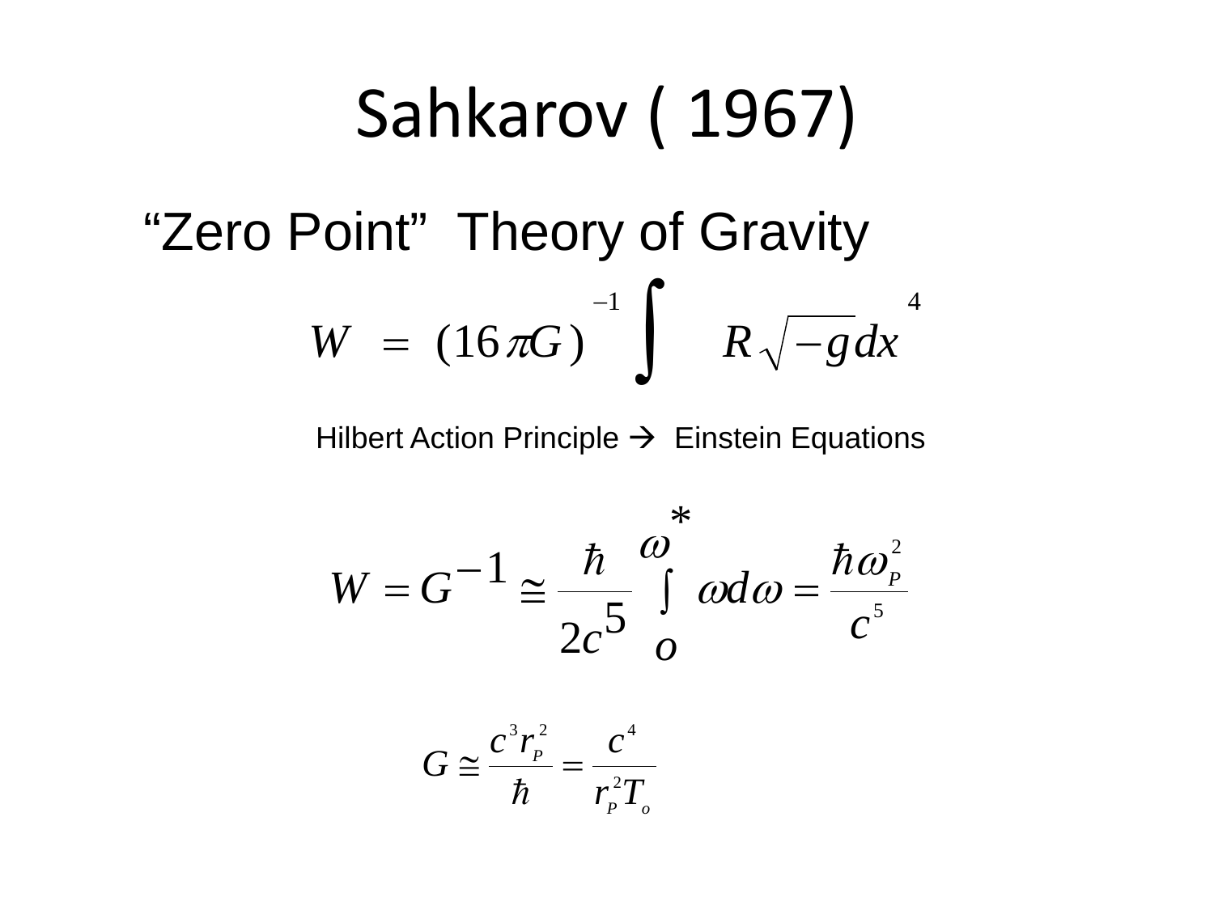# Sahkarov ( 1967)

## "Zero Point" Theory of Gravity

$$W = (16\pi G)^{-1} \int R\sqrt{-g}dx^4$$

Hilbert Action Principle → Einstein Equations

$$W = G^{-1} \cong \frac{\hbar}{2c^5} \int_{o}^{\omega^*} \omega d\omega = \frac{\hbar\omega_P^2}{c^5}$$

$$G \cong \frac{c^3 r_P^2}{\hbar} = \frac{c^4}{r_P^2 T_o}$$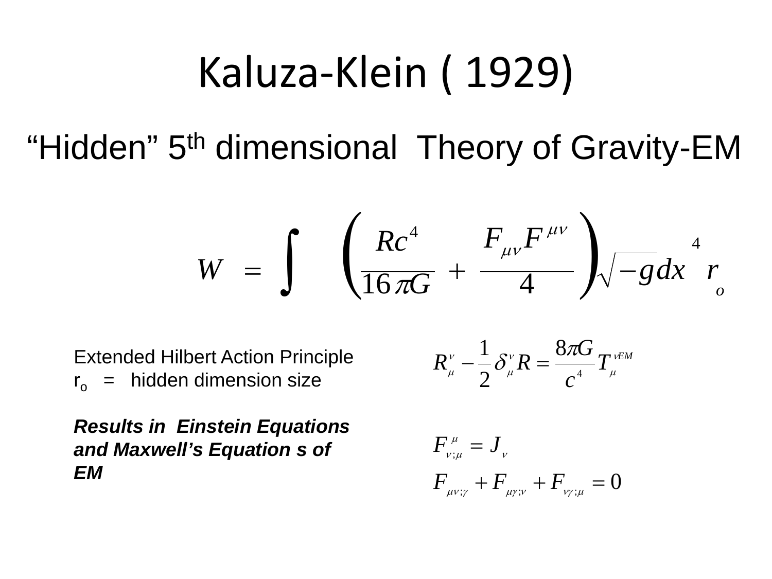# Kaluza-Klein ( 1929)

## “Hidden” 5th dimensional Theory of Gravity-EM

$$W = \int \left( \frac{Rc^4}{16\pi G} + \frac{F_{\mu\nu}F^{\mu\nu}}{4} \right) \sqrt{-g}dx^4 \, r_o$$

Extended Hilbert Action Principle
$r_o$ = hidden dimension size

***Results in Einstein Equations and Maxwell’s Equation s of EM***

$$R_\mu^\nu - \frac{1}{2}\delta_\mu^\nu R = \frac{8\pi G}{c^4} T_\mu^{\nu EM}$$

$$F_{\nu;\mu}^{\mu} = J_\nu$$

$$F_{\mu\nu;\gamma} + F_{\mu\gamma;\nu} + F_{\nu\gamma;\mu} = 0$$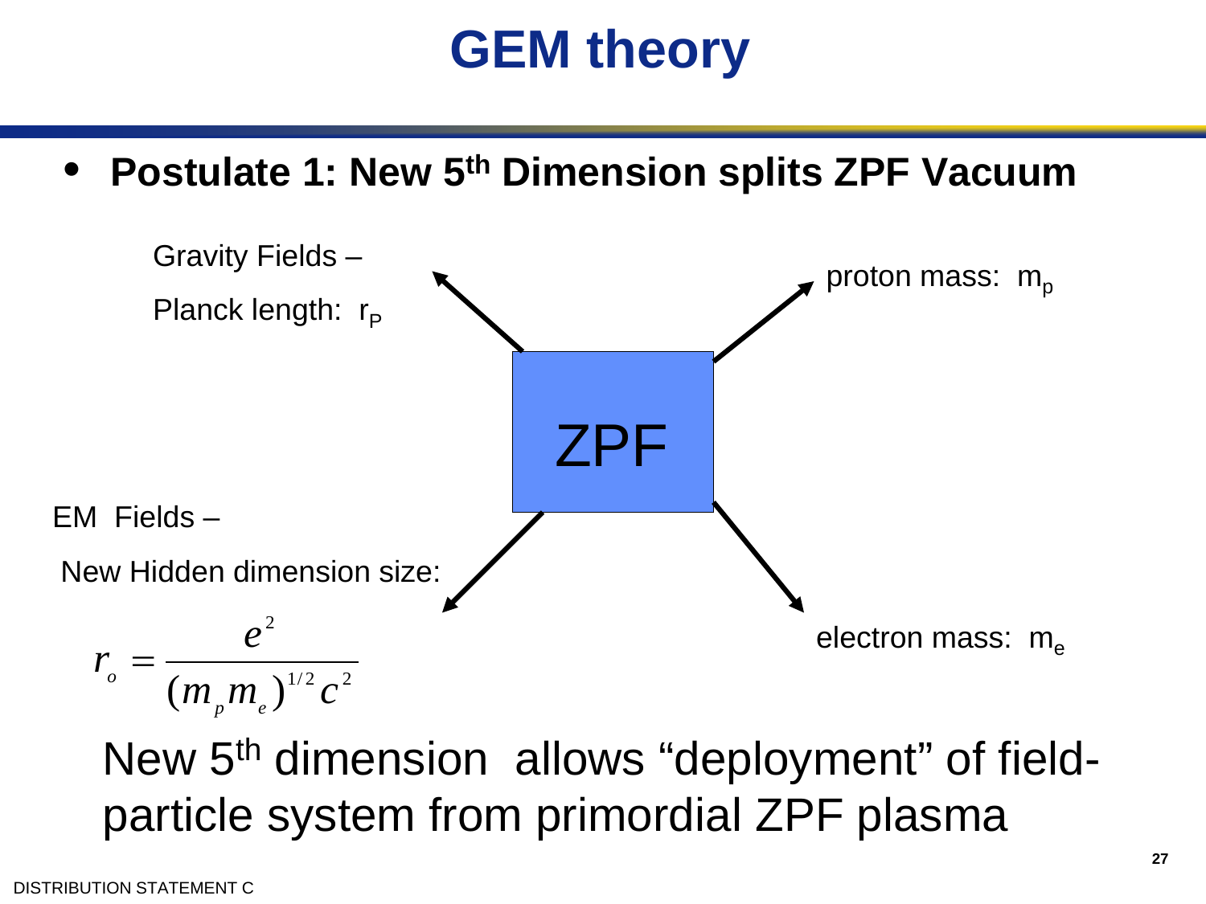# GEM theory

- **Postulate 1: New 5th Dimension splits ZPF Vacuum**

ZPF

Gravity Fields –

Planck length: $r_P$

proton mass: $m_p$

EM Fields –

New Hidden dimension size:

$$r_o = \frac{e^2}{(m_p m_e)^{1/2} c^2}$$

electron mass: $m_e$

New 5th dimension allows “deployment” of field-particle system from primordial ZPF plasma

DISTRIBUTION STATEMENT C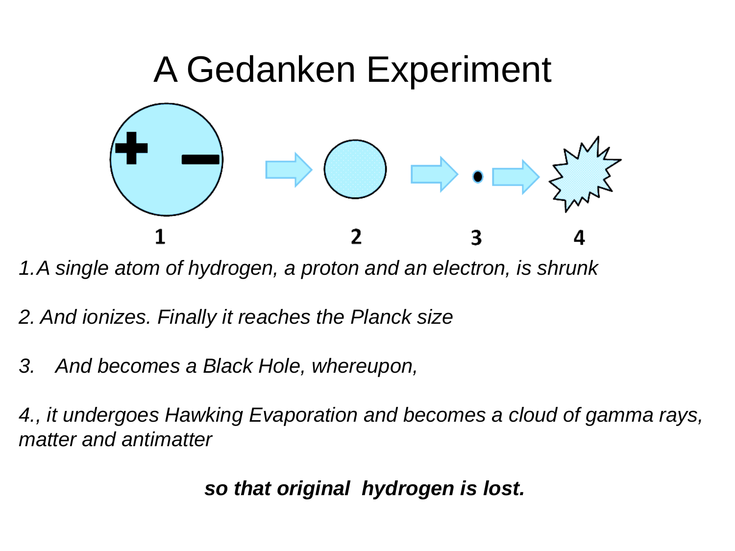# A Gedanken Experiment

1 2 3 4

*1.A single atom of hydrogen, a proton and an electron, is shrunk*

*2. And ionizes. Finally it reaches the Planck size*

*3. And becomes a Black Hole, whereupon,*

*4., it undergoes Hawking Evaporation and becomes a cloud of gamma rays, matter and antimatter*

***so that original hydrogen is lost.***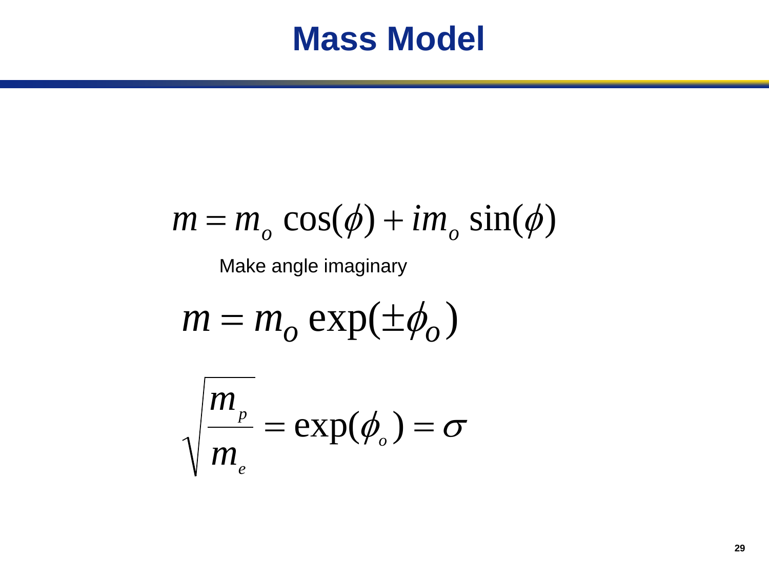# Mass Model

$$m = m_o \cos(\phi) + i m_o \sin(\phi)$$

Make angle imaginary

$$m = m_o \exp(\pm\phi_o)$$

$$\sqrt{\frac{m_p}{m_e}} = \exp(\phi_o) = \sigma$$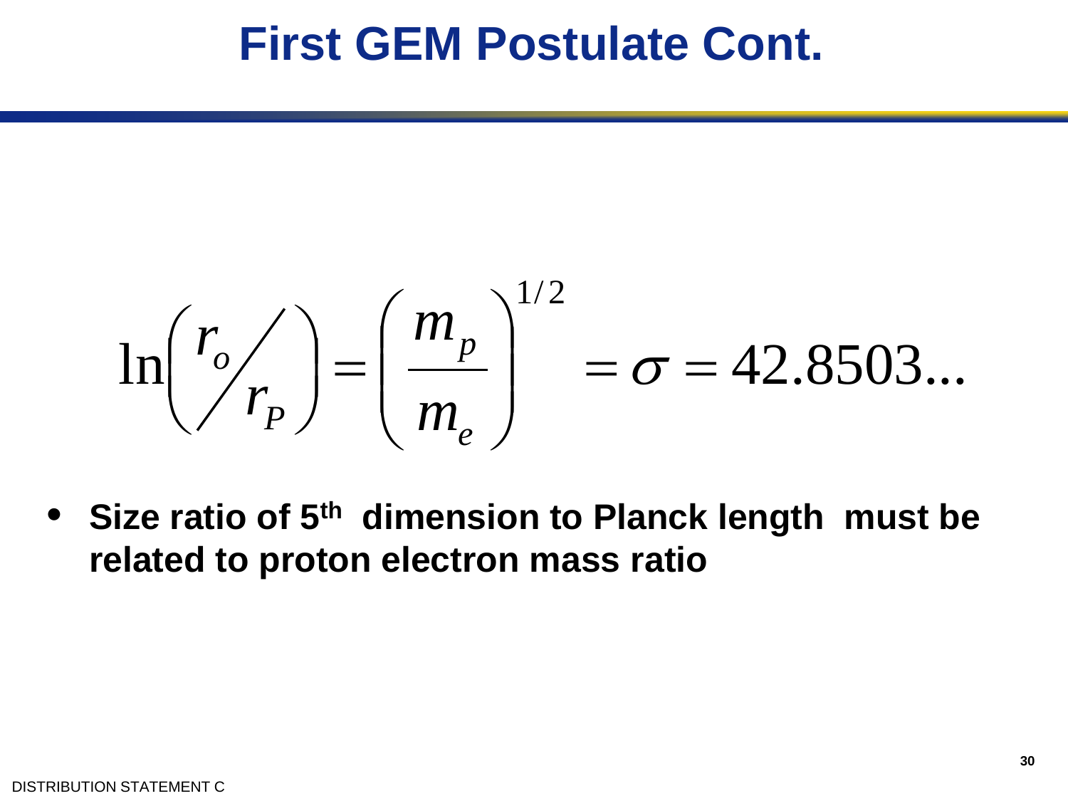# First GEM Postulate Cont.

$$\ln\left( {r_o}/{r_P} \right) = \left( \frac{m_p}{m_e} \right)^{1/2} = \sigma = 42.8503...$$

- **Size ratio of 5th dimension to Planck length must be related to proton electron mass ratio**

DISTRIBUTION STATEMENT C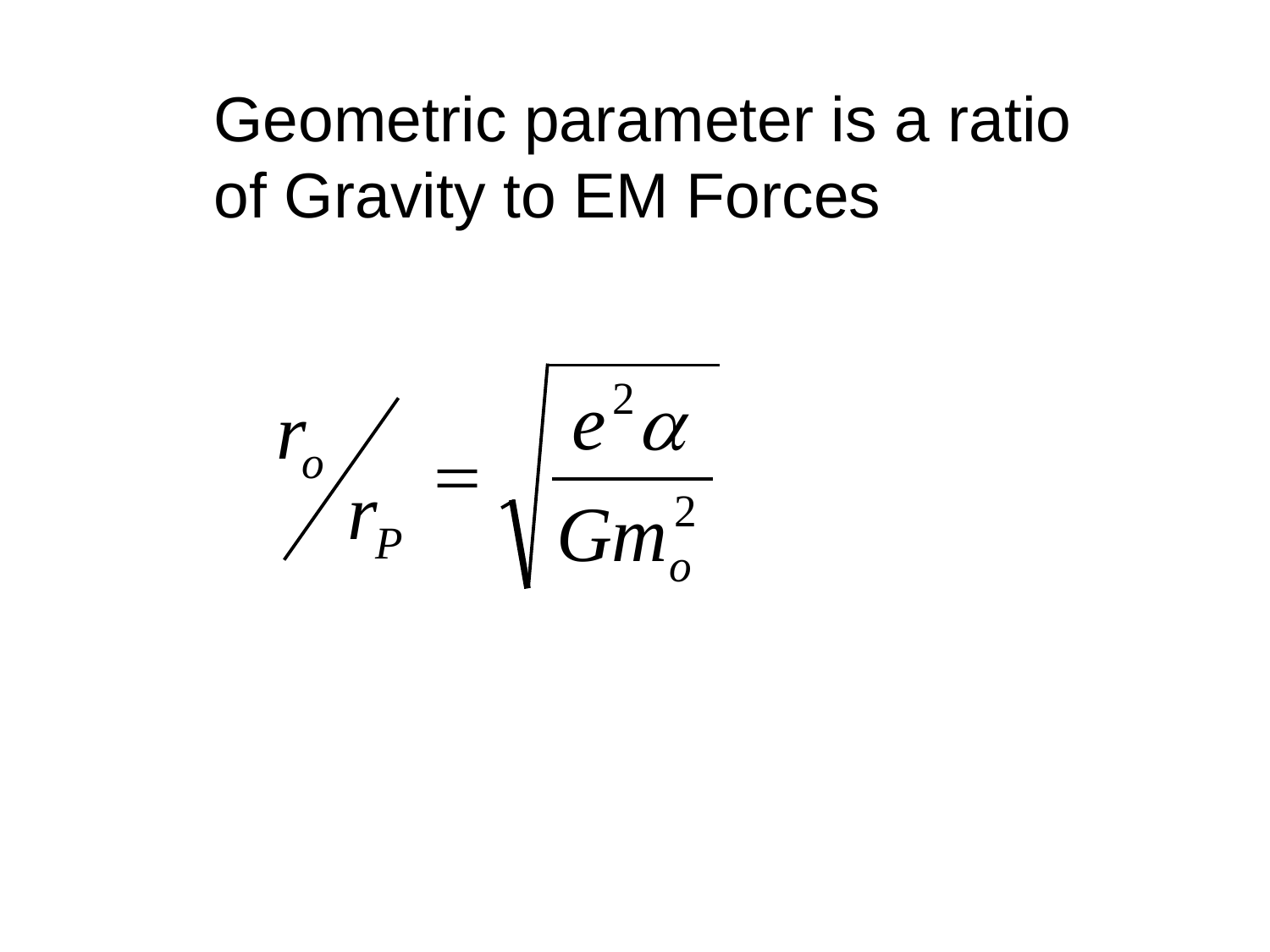Geometric parameter is a ratio of Gravity to EM Forces

$$r_o / r_P = \sqrt{\frac{e^2 \alpha}{G m_o^2}}$$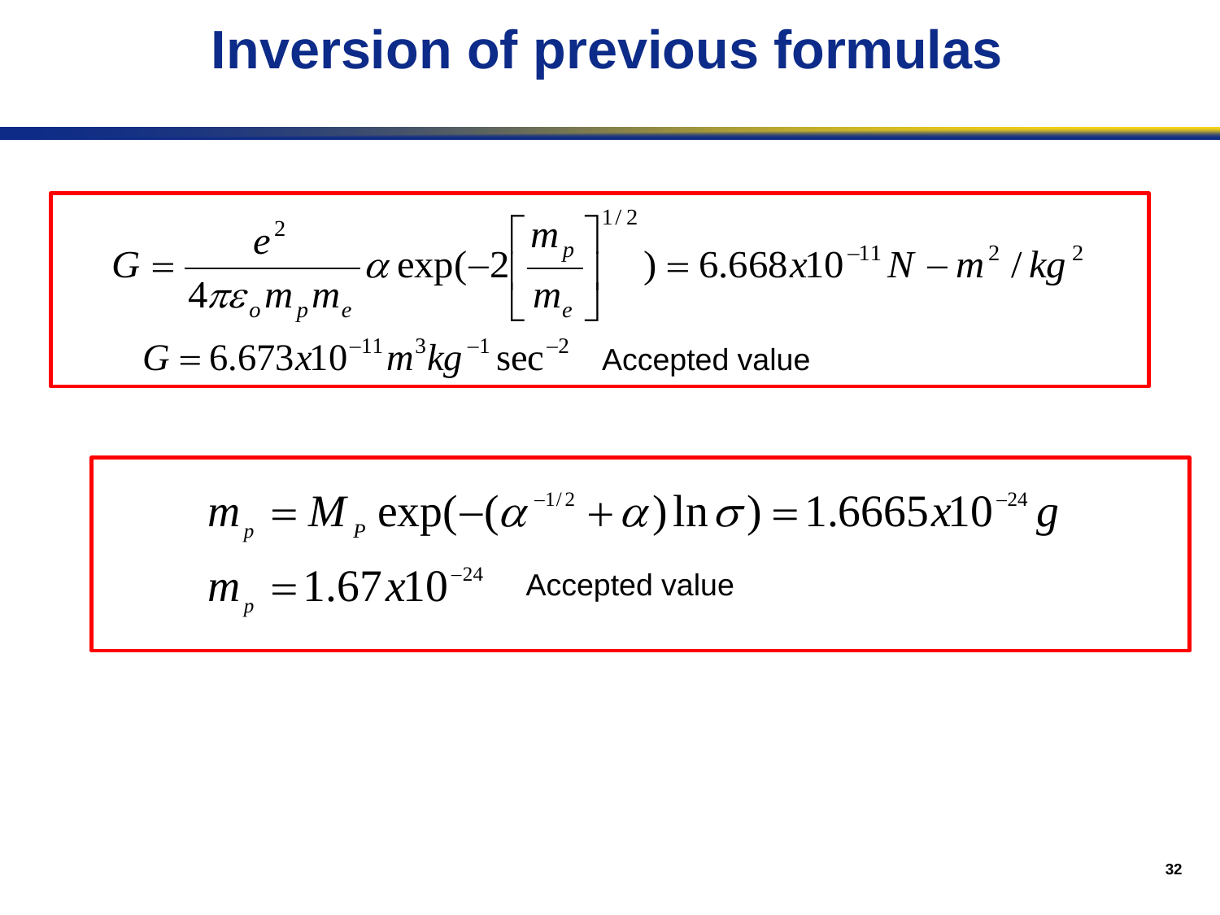# Inversion of previous formulas

$$G = \frac{e^2}{4\pi\varepsilon_o m_p m_e} \alpha \exp(-2\left[\frac{m_p}{m_e}\right]^{1/2}) = 6.668x10^{-11} N - m^2 / kg^2$$

$$G = 6.673x10^{-11} m^3 kg^{-1} \sec^{-2}$$ Accepted value

$$m_p = M_P \exp(-(\alpha^{-1/2} + \alpha)\ln\sigma) = 1.6665x10^{-24} g$$

$$m_p = 1.67x10^{-24}$$ Accepted value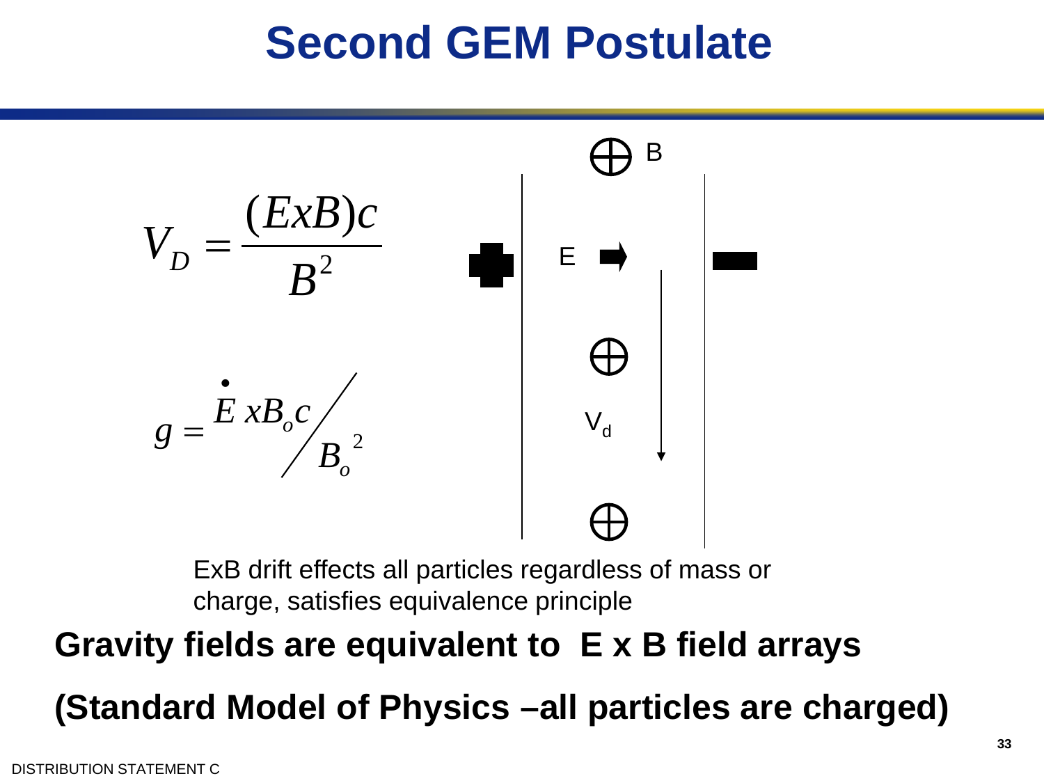# Second GEM Postulate

$$V_D = \frac{(ExB)c}{B^2}$$

$$g = \dot{E}\, x B_o c \Big/ {B_o}^2$$

B

E

$V_d$

ExB drift effects all particles regardless of mass or charge, satisfies equivalence principle

**Gravity fields are equivalent to E x B field arrays**

**(Standard Model of Physics –all particles are charged)**

DISTRIBUTION STATEMENT C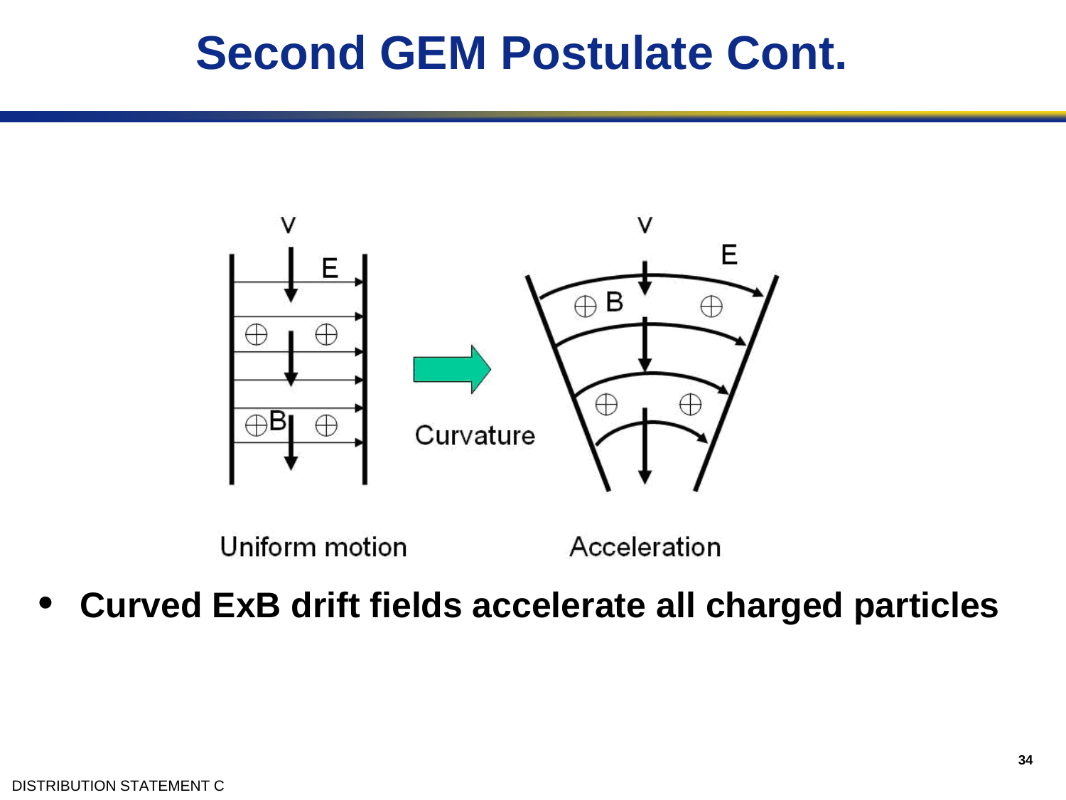# Second GEM Postulate Cont.

V E B Curvature V E B

Uniform motion Acceleration

- **Curved ExB drift fields accelerate all charged particles**

DISTRIBUTION STATEMENT C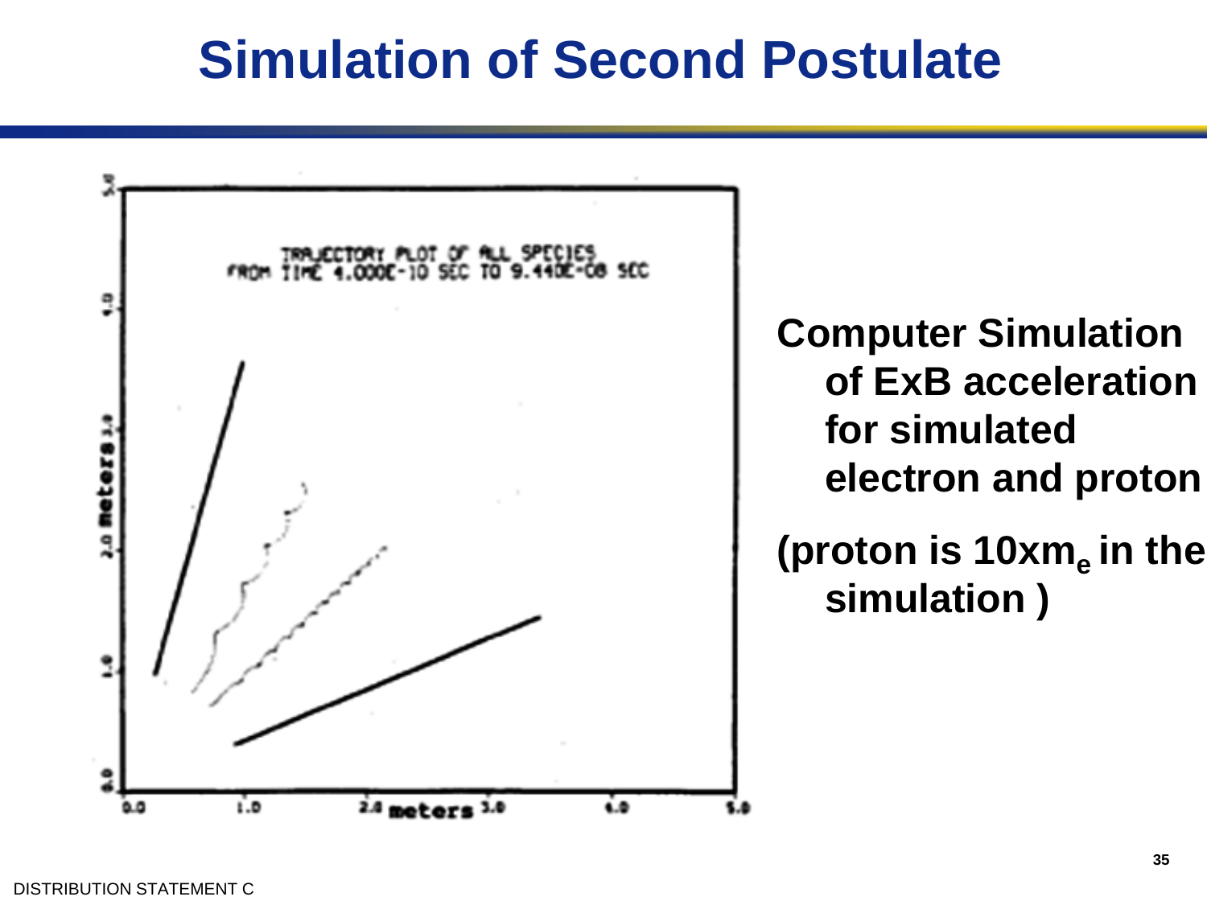# Simulation of Second Postulate

TRAJECTORY PLOT OF ALL SPECIES
FROM TIME 4.000E-10 SEC TO 9.440E-08 SEC

**Computer Simulation of ExB acceleration for simulated electron and proton**

**(proton is $10xm_e$ in the simulation )**

DISTRIBUTION STATEMENT C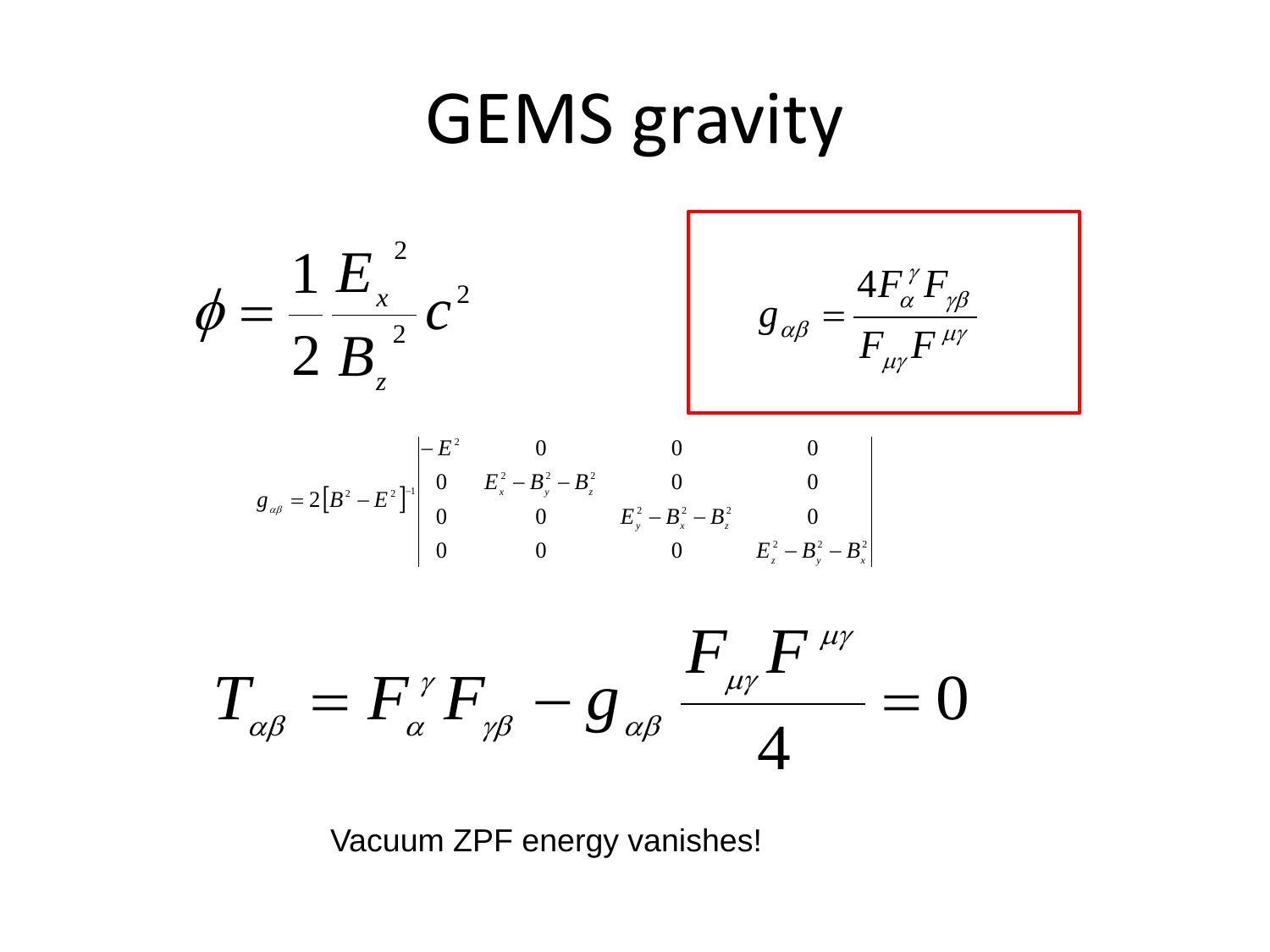# GEMS gravity

$$\phi = \frac{1}{2}\frac{E_x^{\ 2}}{B_z^{\ 2}}c^2$$

$$g_{\alpha\beta} = \frac{4F_{\alpha}^{\ \gamma}F_{\gamma\beta}}{F_{\mu\gamma}F^{\mu\gamma}}$$

$$g_{\alpha\beta} = 2\left[B^2 - E^2\right]^{-1}\begin{vmatrix} -E^2 & 0 & 0 & 0 \\ 0 & E_x^2 - B_y^2 - B_z^2 & 0 & 0 \\ 0 & 0 & E_y^2 - B_x^2 - B_z^2 & 0 \\ 0 & 0 & 0 & E_z^2 - B_y^2 - B_x^2 \end{vmatrix}$$

$$T_{\alpha\beta} = F_{\alpha}^{\ \gamma}F_{\gamma\beta} - g_{\alpha\beta}\frac{F_{\mu\gamma}F^{\mu\gamma}}{4} = 0$$

Vacuum ZPF energy vanishes!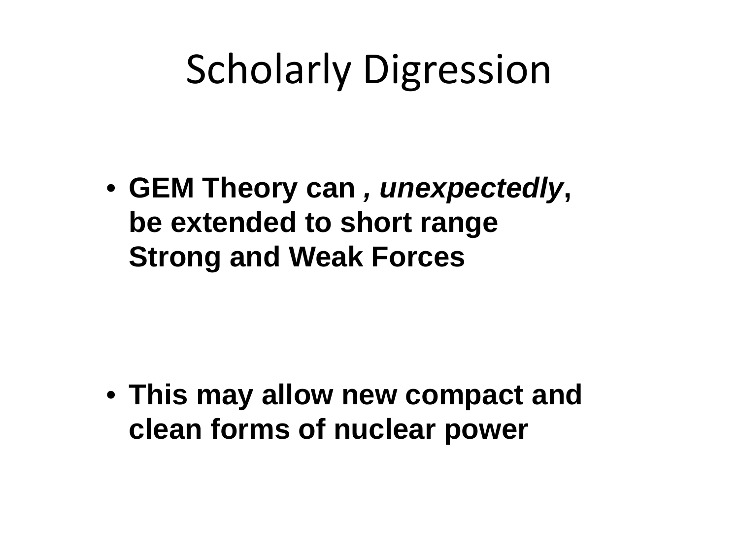# Scholarly Digression

- **GEM Theory can , *unexpectedly*, be extended to short range Strong and Weak Forces**

- **This may allow new compact and clean forms of nuclear power**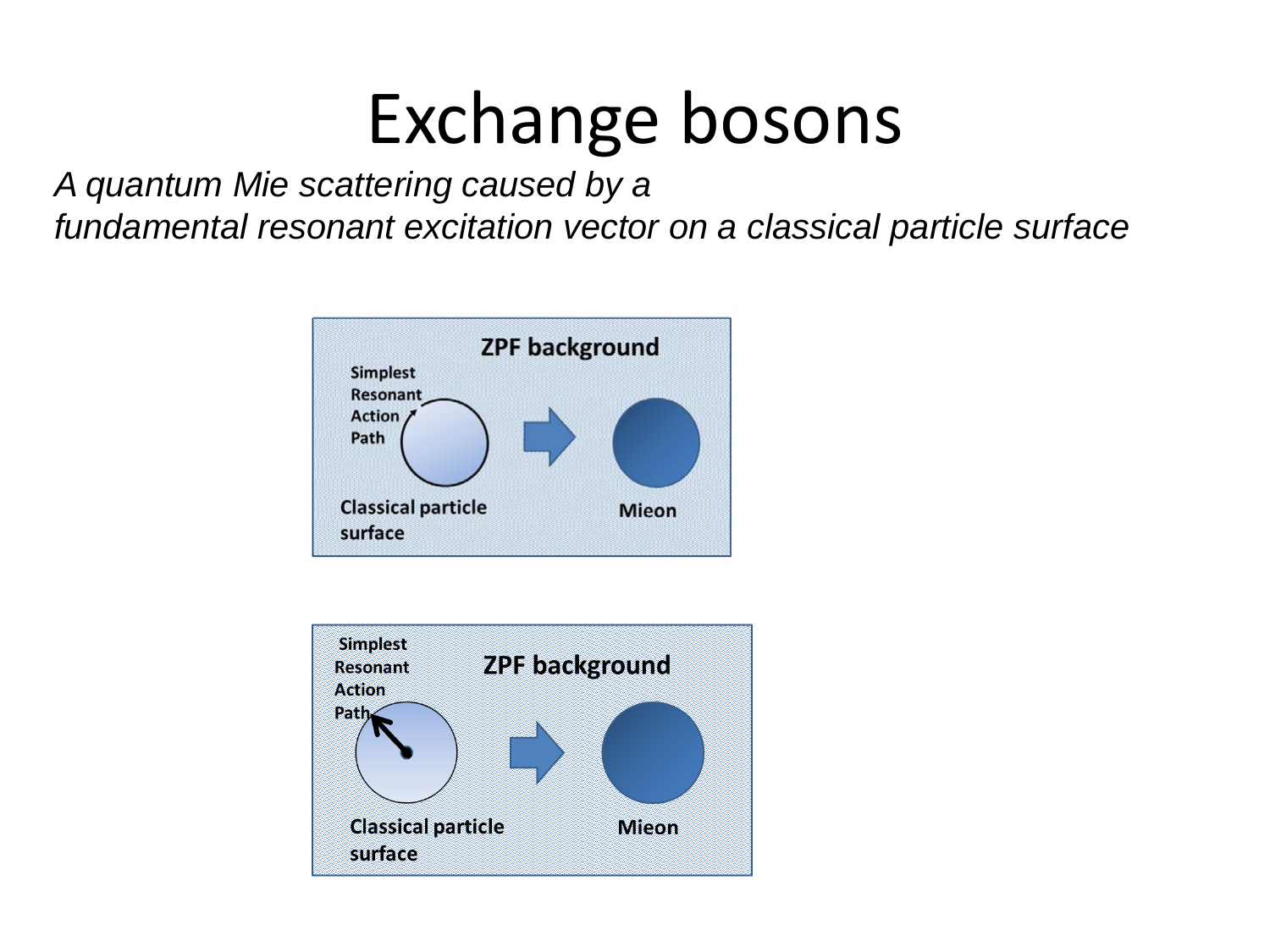# Exchange bosons

*A quantum Mie scattering caused by a fundamental resonant excitation vector on a classical particle surface*

ZPF background

Simplest Resonant Action Path

Classical particle surface

Mieon

ZPF background

Simplest Resonant Action Path

Classical particle surface

Mieon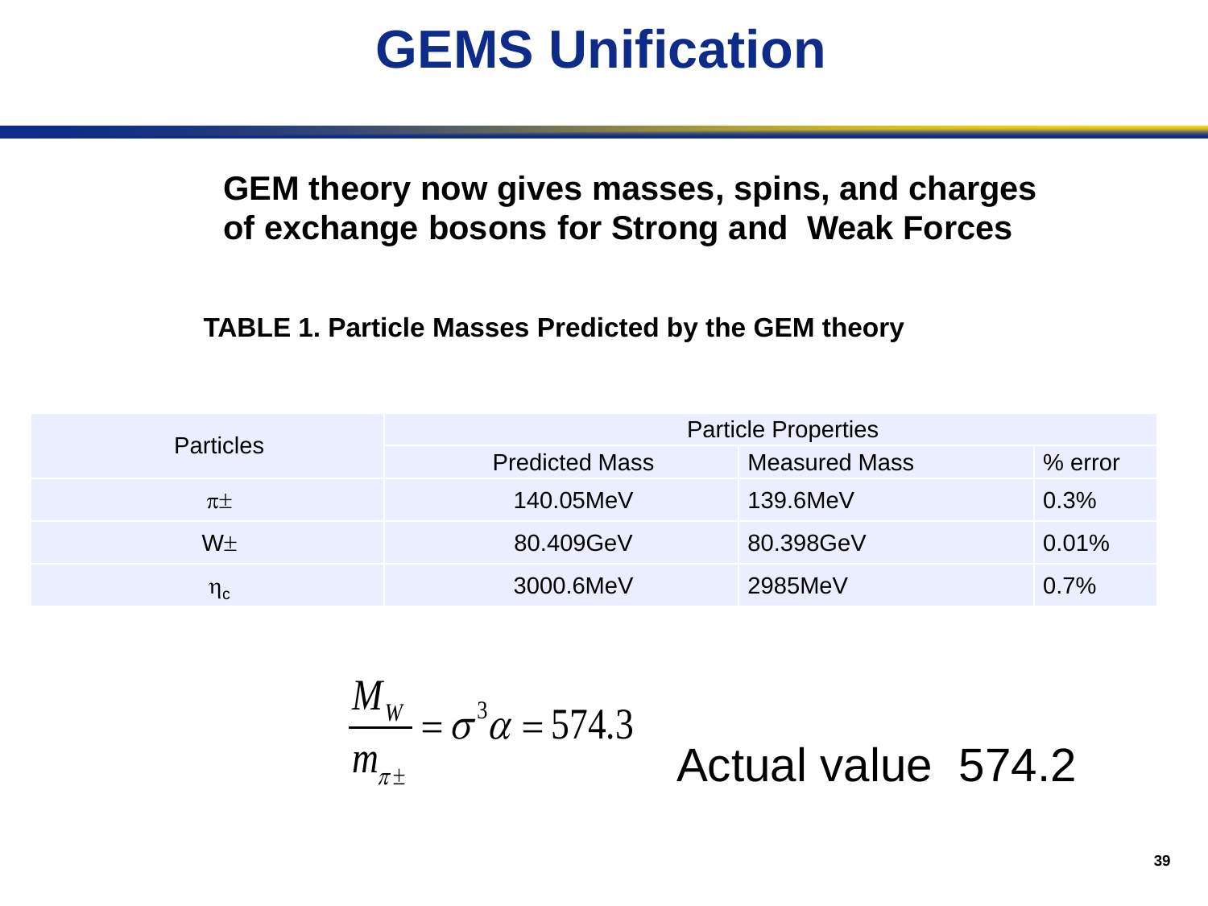# GEMS Unification

**GEM theory now gives masses, spins, and charges of exchange bosons for Strong and Weak Forces**

**TABLE 1. Particle Masses Predicted by the GEM theory**

| Particles | Particle Properties | | |
|---|---|---|---|
| | Predicted Mass | Measured Mass | % error |
| $\pi\pm$ | 140.05MeV | 139.6MeV | 0.3% |
| W$\pm$ | 80.409GeV | 80.398GeV | 0.01% |
| $\eta_c$ | 3000.6MeV | 2985MeV | 0.7% |

$$\frac{M_W}{m_{\pi\pm}} = \sigma^3 \alpha = 574.3$$

Actual value 574.2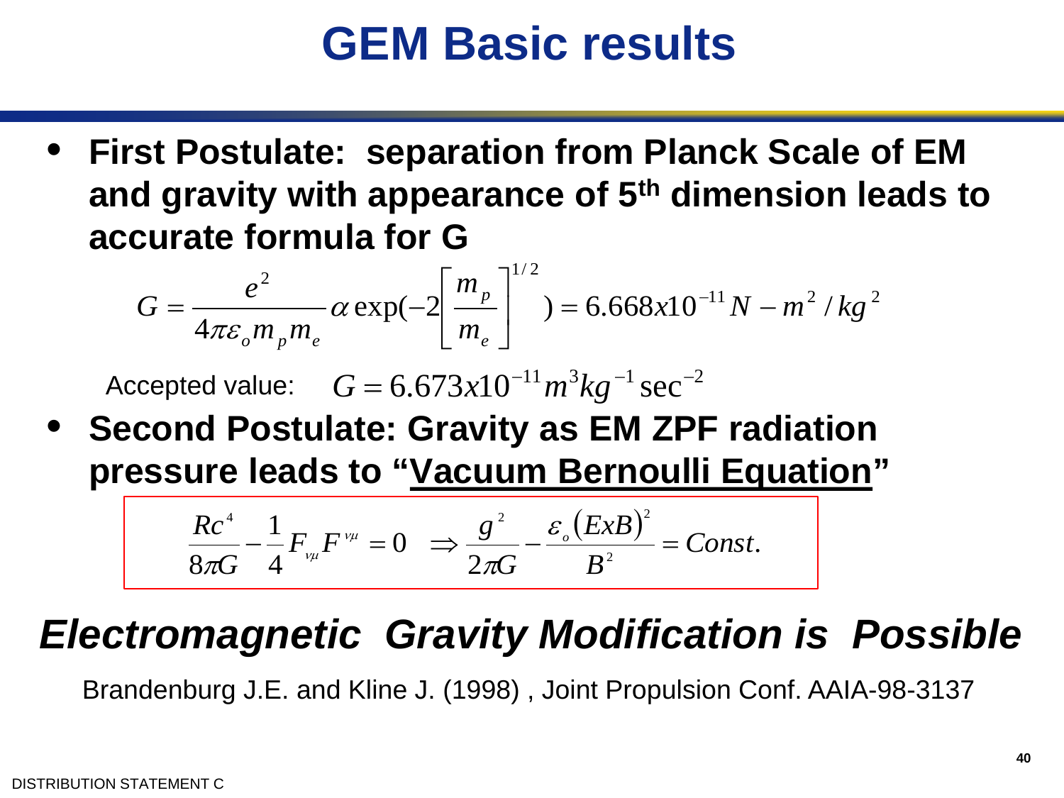# GEM Basic results

- **First Postulate: separation from Planck Scale of EM and gravity with appearance of 5th dimension leads to accurate formula for G**

$$G = \frac{e^2}{4\pi\varepsilon_o m_p m_e}\alpha \exp(-2\left[\frac{m_p}{m_e}\right]^{1/2}) = 6.668x10^{-11} N - m^2/kg^2$$

Accepted value: $G = 6.673x10^{-11} m^3 kg^{-1} \sec^{-2}$

- **Second Postulate: Gravity as EM ZPF radiation pressure leads to "Vacuum Bernoulli Equation"**

$$\frac{Rc^4}{8\pi G} - \frac{1}{4}F_{\nu\mu}F^{\nu\mu} = 0 \quad \Rightarrow \frac{g^2}{2\pi G} - \frac{\varepsilon_o (ExB)^2}{B^2} = Const.$$

***Electromagnetic Gravity Modification is Possible***

Brandenburg J.E. and Kline J. (1998) , Joint Propulsion Conf. AAIA-98-3137

DISTRIBUTION STATEMENT C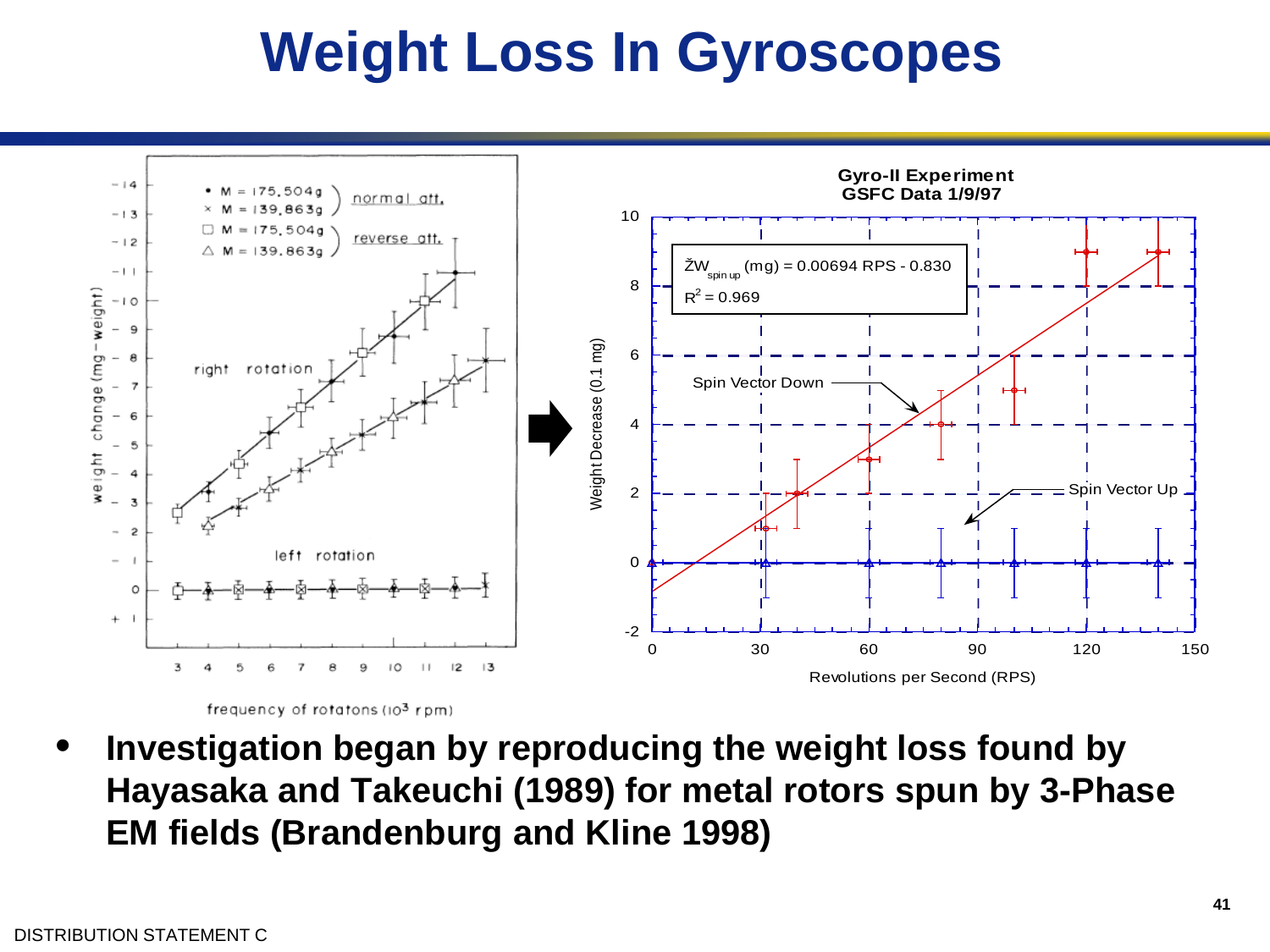# Weight Loss In Gyroscopes

- **Investigation began by reproducing the weight loss found by Hayasaka and Takeuchi (1989) for metal rotors spun by 3-Phase EM fields (Brandenburg and Kline 1998)**

DISTRIBUTION STATEMENT C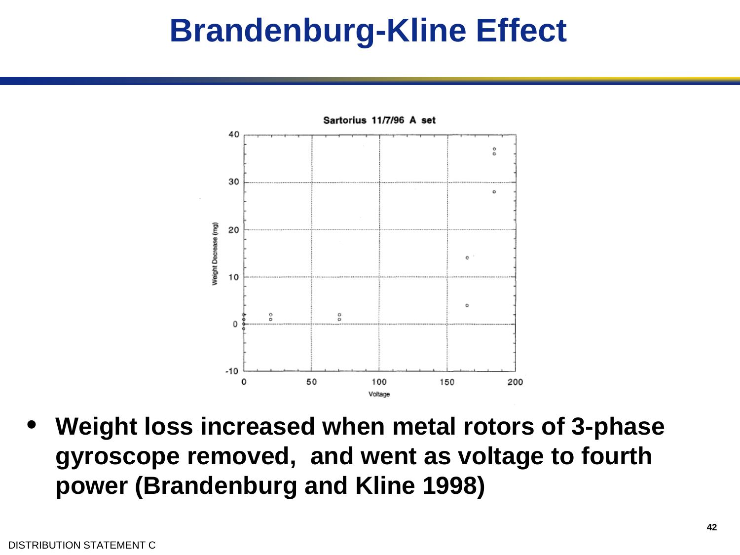# Brandenburg-Kline Effect

- **Weight loss increased when metal rotors of 3-phase gyroscope removed, and went as voltage to fourth power (Brandenburg and Kline 1998)**

DISTRIBUTION STATEMENT C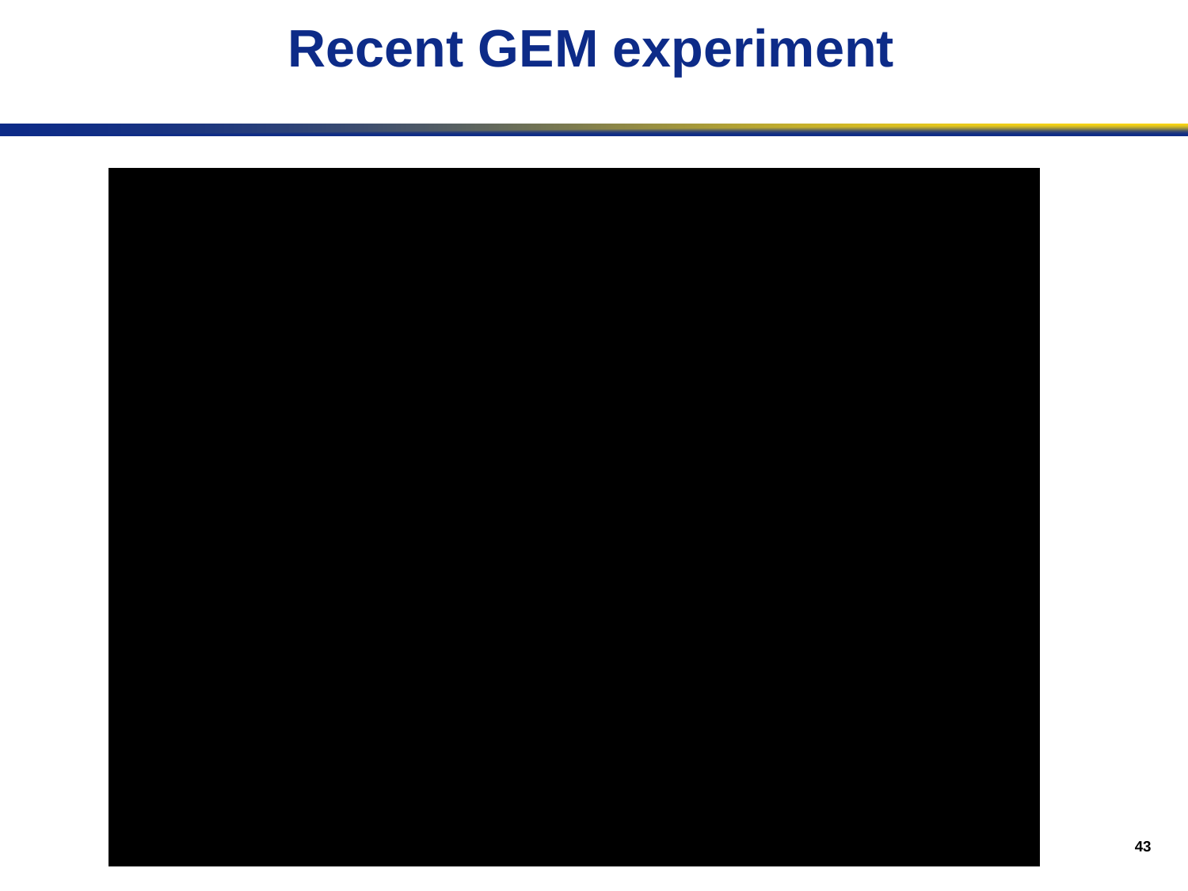# Recent GEM experiment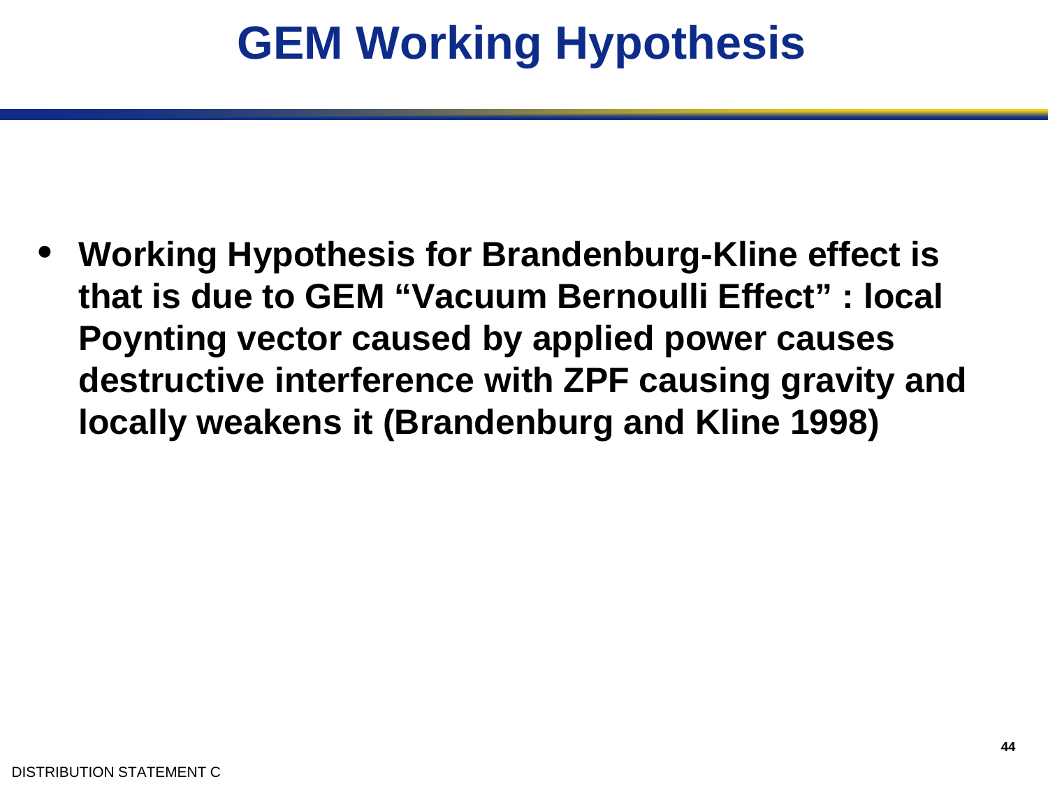# GEM Working Hypothesis

- **Working Hypothesis for Brandenburg-Kline effect is that is due to GEM "Vacuum Bernoulli Effect" : local Poynting vector caused by applied power causes destructive interference with ZPF causing gravity and locally weakens it (Brandenburg and Kline 1998)**

DISTRIBUTION STATEMENT C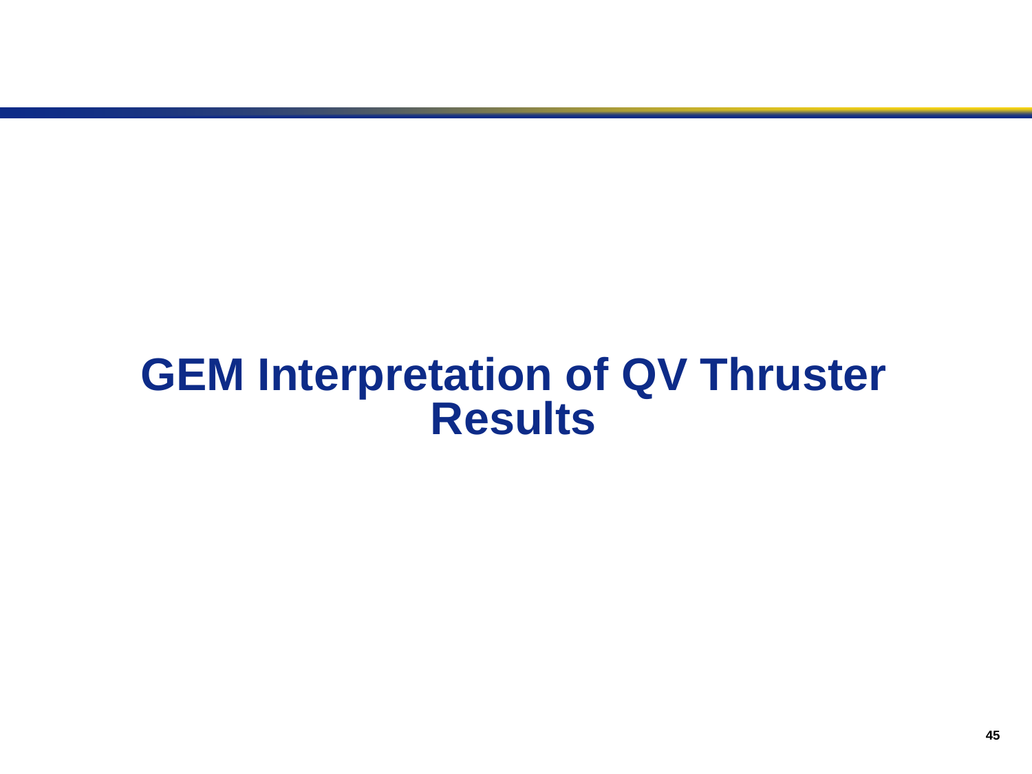# GEM Interpretation of QV Thruster Results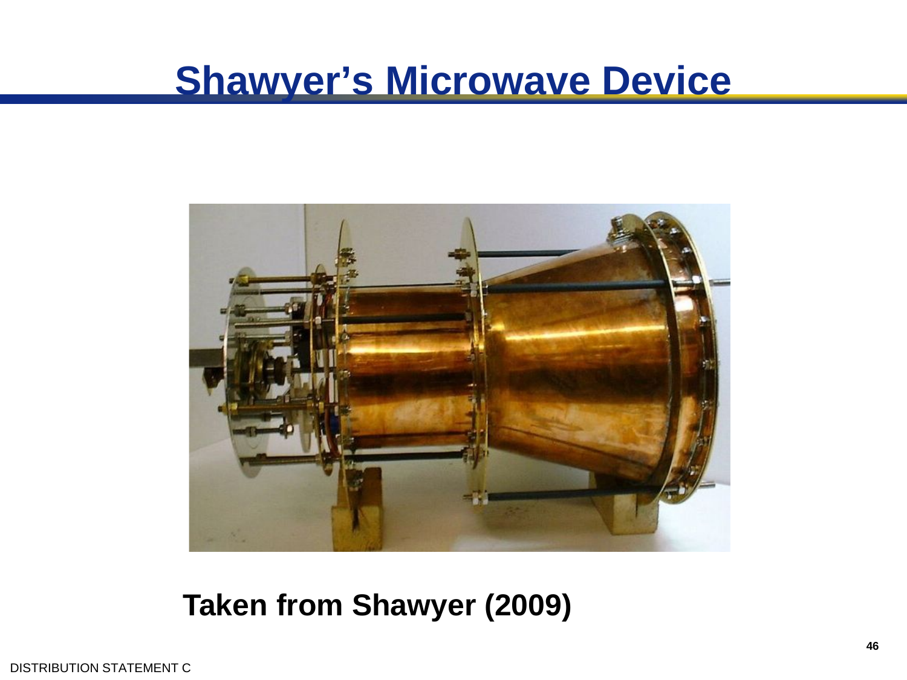# Shawyer's Microwave Device

**Taken from Shawyer (2009)**

DISTRIBUTION STATEMENT C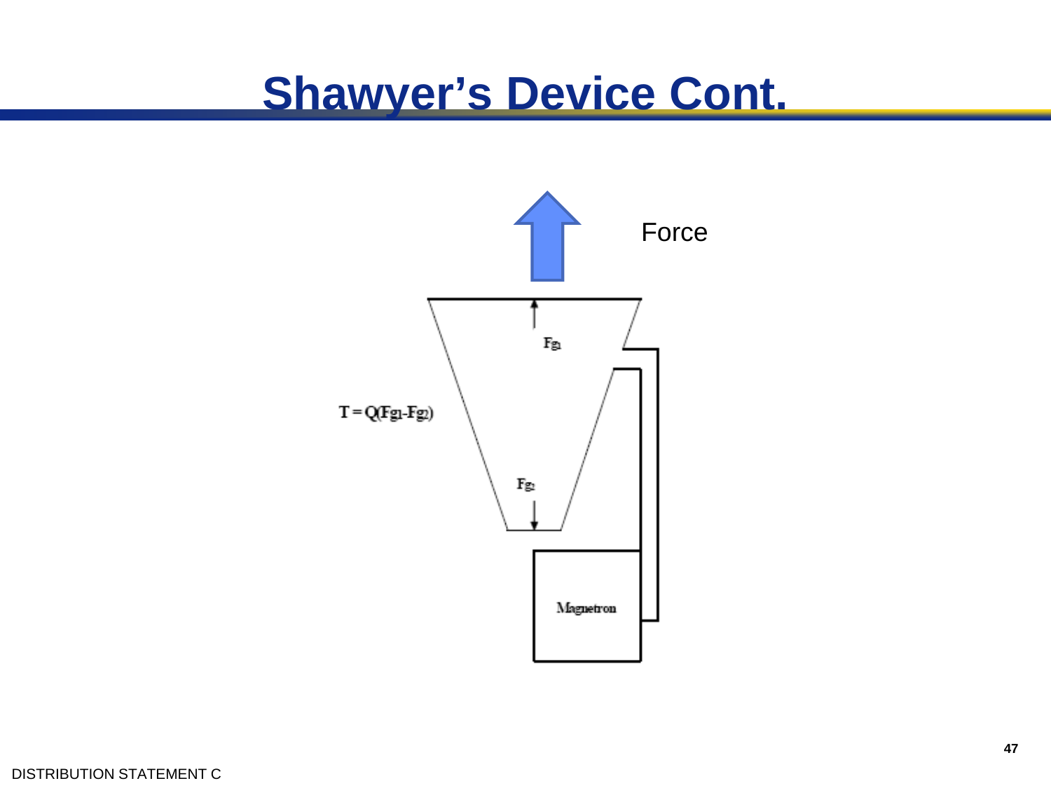# Shawyer's Device Cont.

Force

$F_{g1}$

$T = Q(F_{g1} - F_{g2})$

$F_{g2}$

Magnetron

DISTRIBUTION STATEMENT C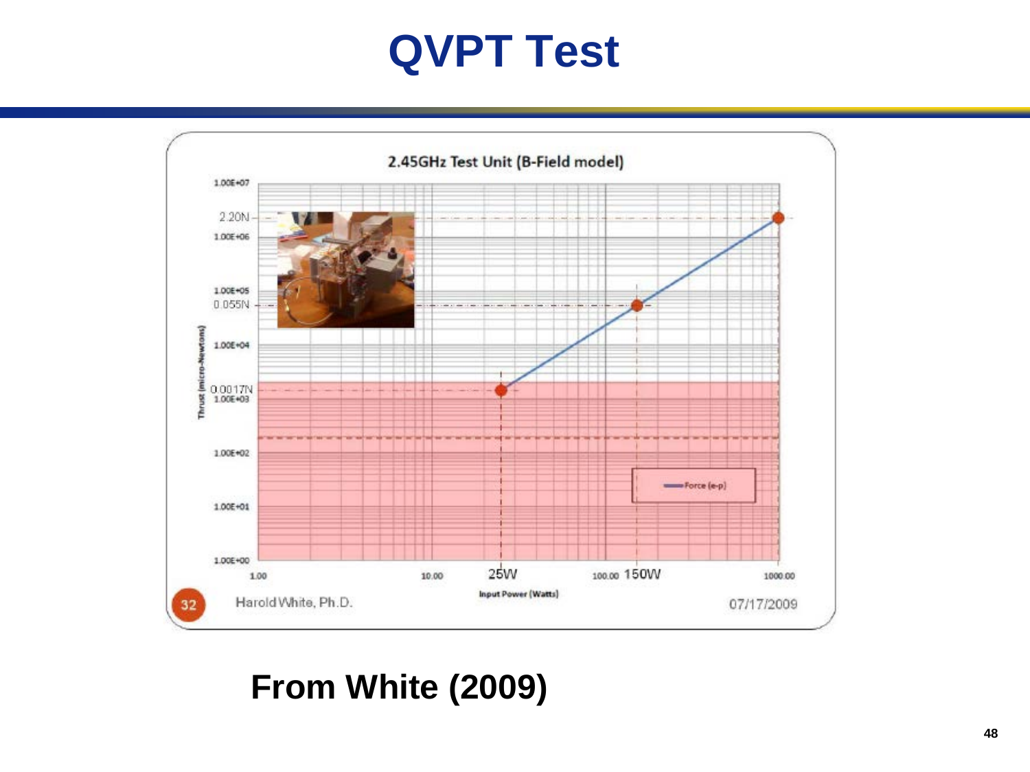# QVPT Test

2.45GHz Test Unit (B-Field model)

Thrust (micro-Newtons)

1.00E+07
2.20N
1.00E+06
1.00E+05
0.055N
1.00E+04
0.0017N
1.00E+03
1.00E+02
1.00E+01
1.00E+00

1.00 10.00 25W 100.00 150W 1000.00

Input Power (Watts)

Force (e-p)

32 Harold White, Ph.D. 07/17/2009

**From White (2009)**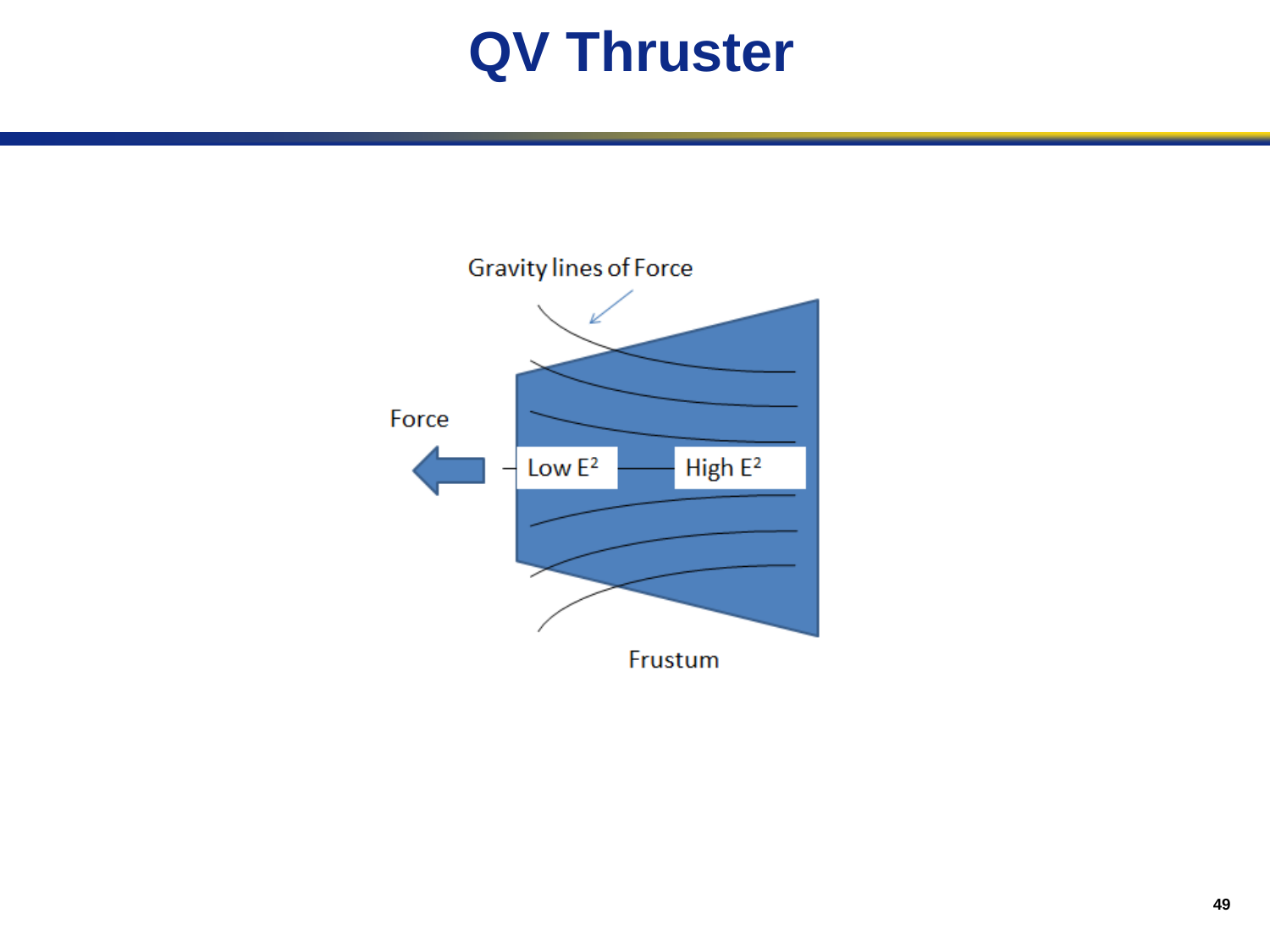# QV Thruster

Gravity lines of Force

Force

Low $E^2$

High $E^2$

Frustum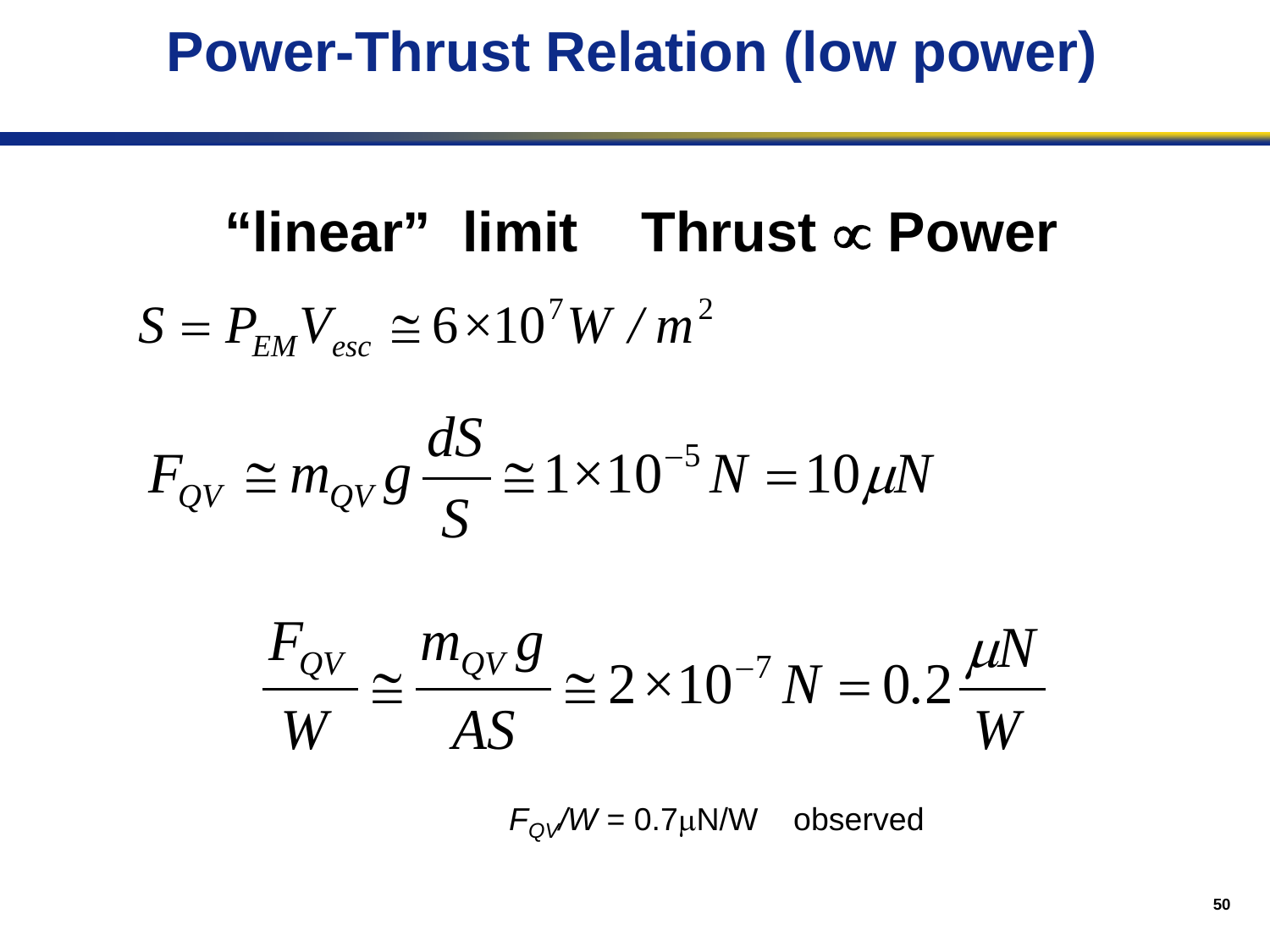# Power-Thrust Relation (low power)

**"linear" limit Thrust $\propto$ Power**

$$S = P_{EM} V_{esc} \cong 6 \times 10^{7} W / m^{2}$$

$$F_{QV} \cong m_{QV}\, g \frac{dS}{S} \cong 1 \times 10^{-5} N = 10 \mu N$$

$$\frac{F_{QV}}{W} \cong \frac{m_{QV}\, g}{AS} \cong 2 \times 10^{-7} N = 0.2 \frac{\mu N}{W}$$

$F_{QV}/W = 0.7\mu N/W$ observed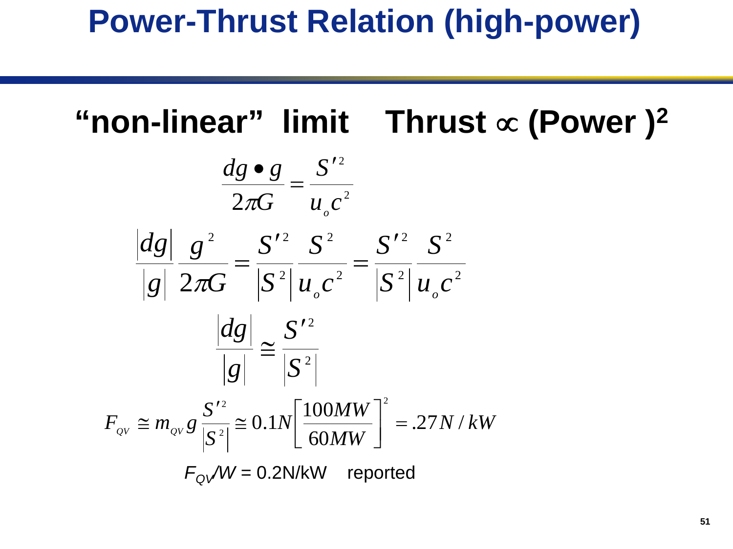# Power-Thrust Relation (high-power)

## "non-linear" limit Thrust $\propto$ (Power )$^2$

$$\frac{dg \bullet g}{2\pi G} = \frac{S'^2}{u_o c^2}$$

$$\frac{|dg|}{|g|} \frac{g^2}{2\pi G} = \frac{S'^2}{|S^2|} \frac{S^2}{u_o c^2} = \frac{S'^2}{|S^2|} \frac{S^2}{u_o c^2}$$

$$\frac{|dg|}{|g|} \cong \frac{S'^2}{|S^2|}$$

$$F_{QV} \cong m_{QV} g \frac{S'^2}{|S^2|} \cong 0.1N \left[ \frac{100MW}{60MW} \right]^2 = .27N/kW$$

$F_{QV}/W$ = 0.2N/kW reported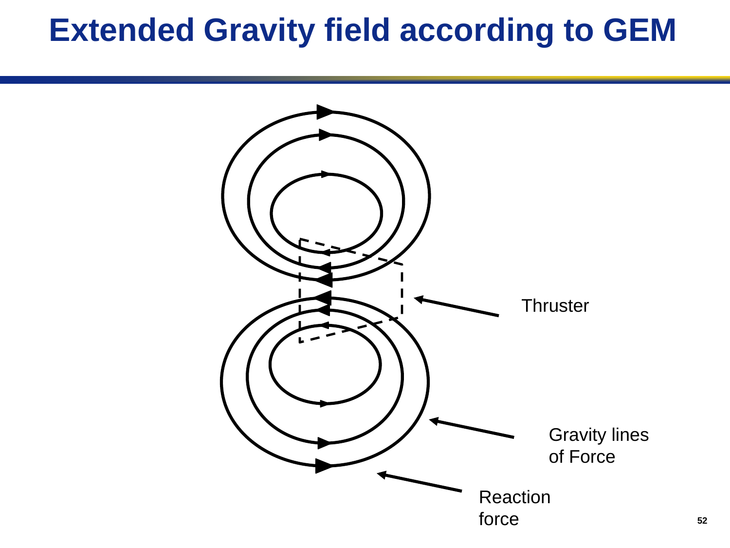# Extended Gravity field according to GEM

Thruster

Gravity lines of Force

Reaction force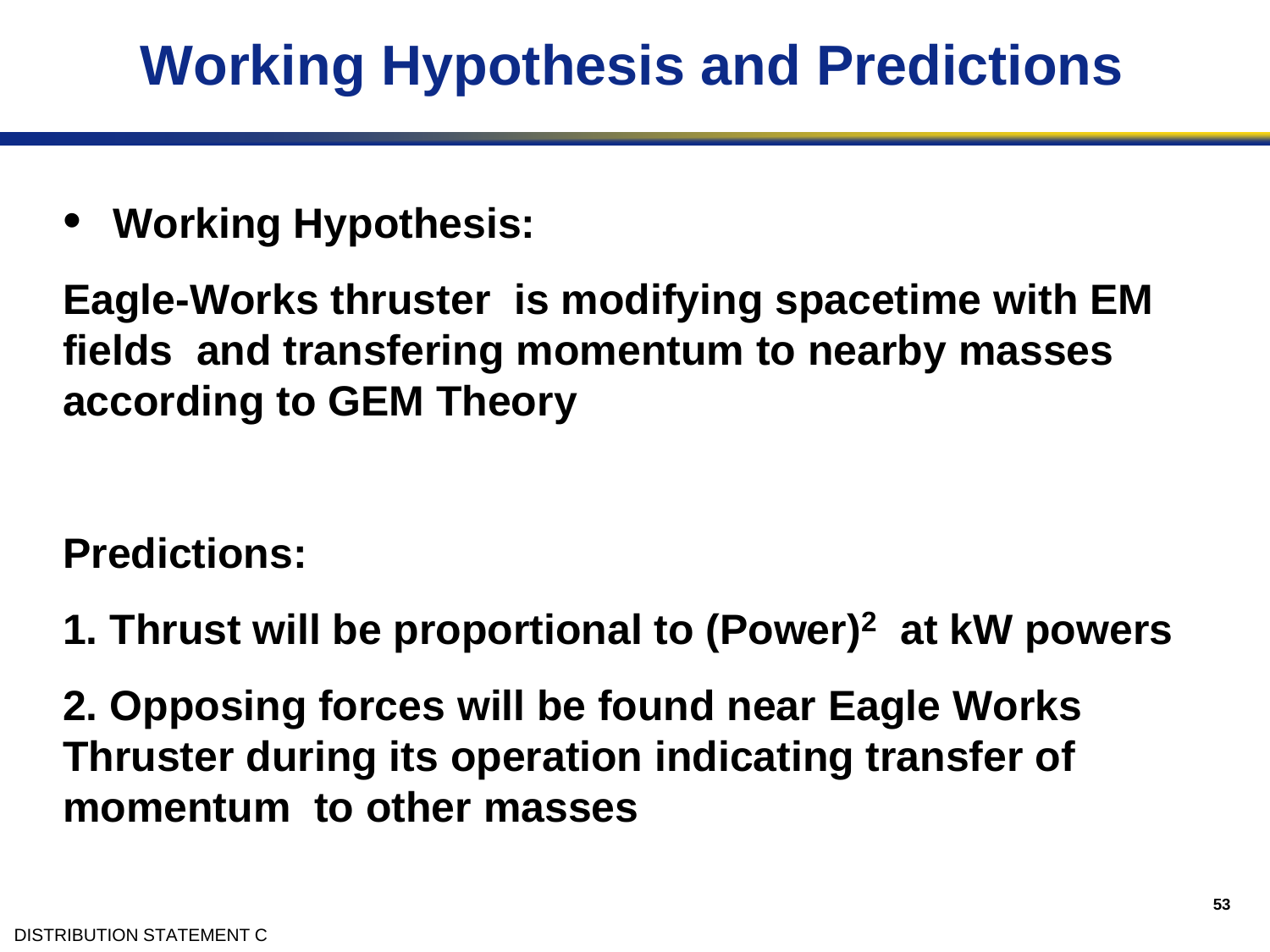# Working Hypothesis and Predictions

- **Working Hypothesis:**

**Eagle-Works thruster is modifying spacetime with EM fields and transfering momentum to nearby masses according to GEM Theory**

**Predictions:**

**1. Thrust will be proportional to $(\text{Power})^2$ at kW powers**

**2. Opposing forces will be found near Eagle Works Thruster during its operation indicating transfer of momentum to other masses**

DISTRIBUTION STATEMENT C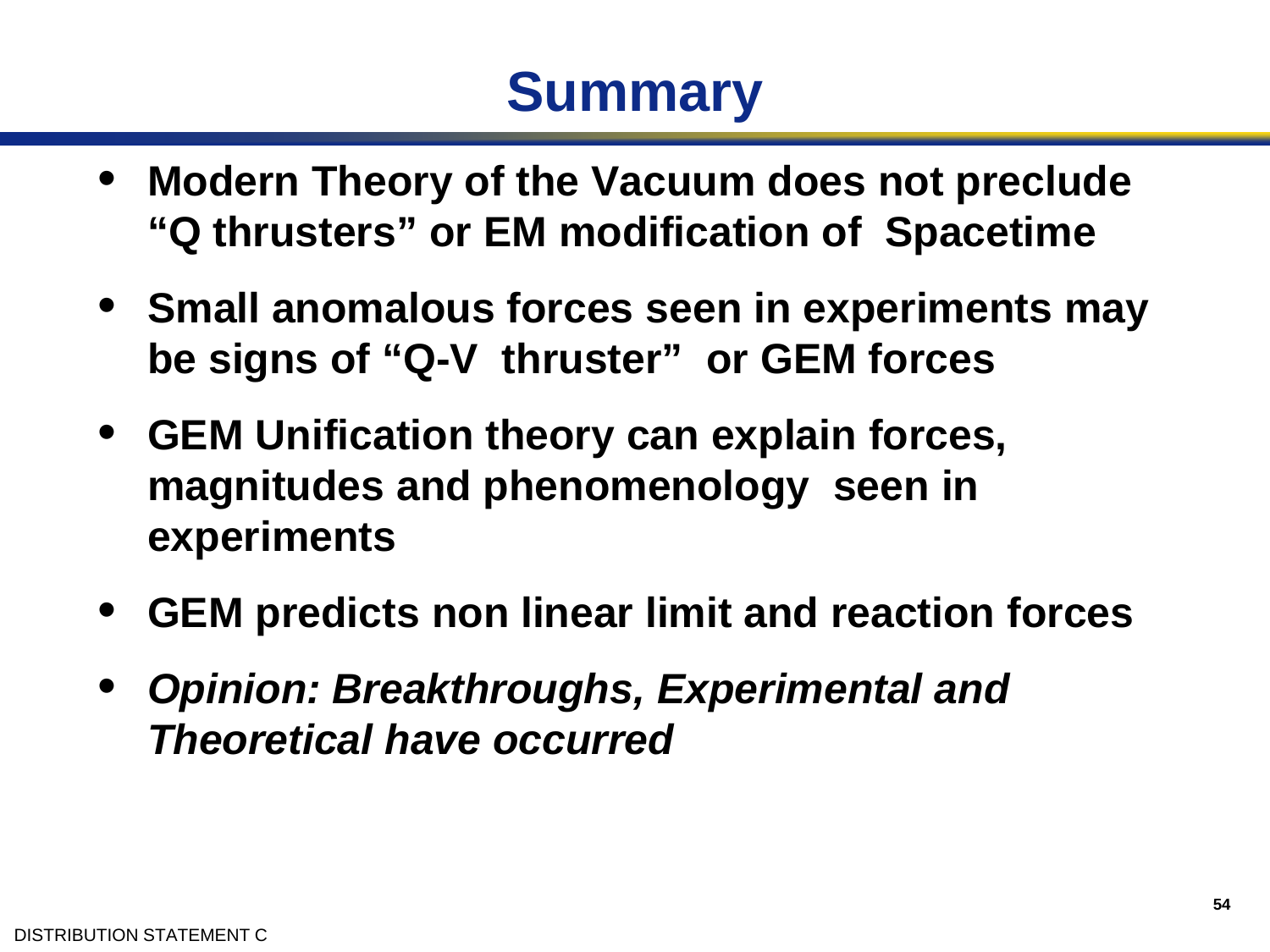# Summary

- **Modern Theory of the Vacuum does not preclude "Q thrusters" or EM modification of Spacetime**
- **Small anomalous forces seen in experiments may be signs of "Q-V thruster" or GEM forces**
- **GEM Unification theory can explain forces, magnitudes and phenomenology seen in experiments**
- **GEM predicts non linear limit and reaction forces**
- ***Opinion: Breakthroughs, Experimental and Theoretical have occurred***

DISTRIBUTION STATEMENT C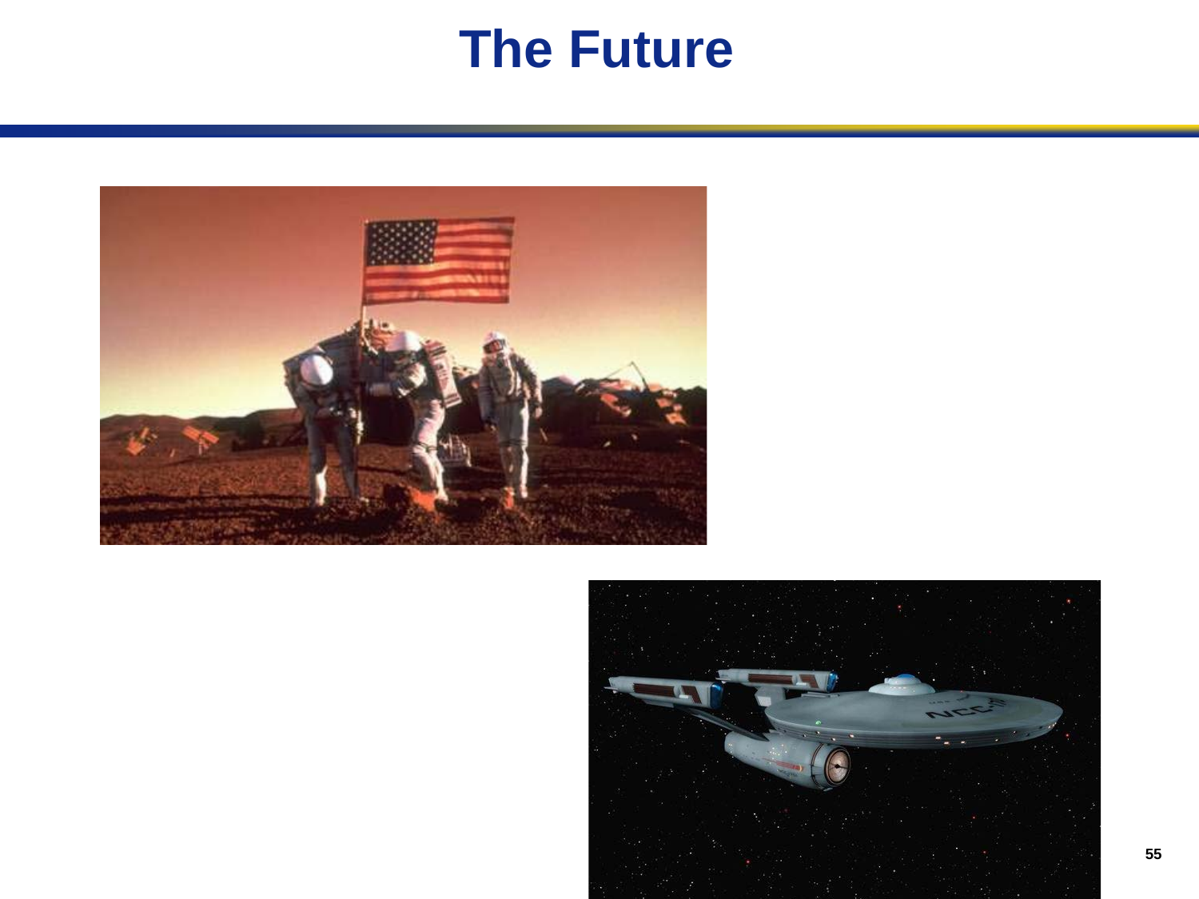# The Future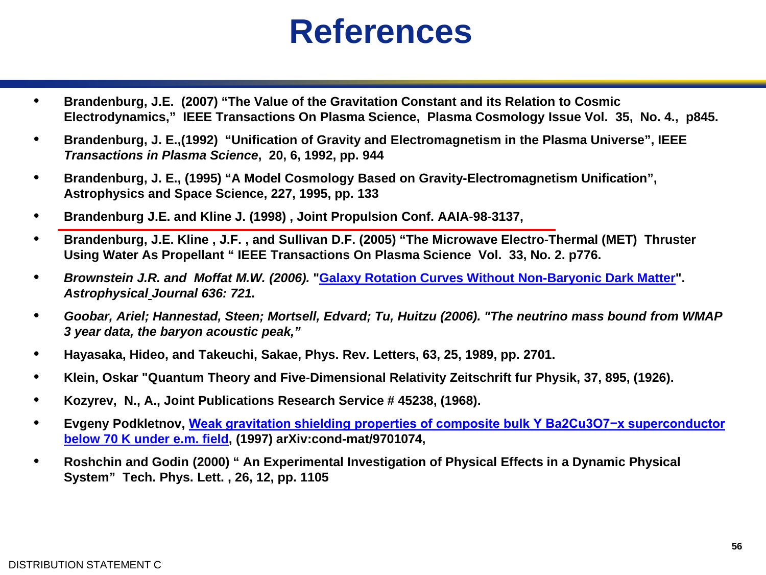# References

- **Brandenburg, J.E. (2007) "The Value of the Gravitation Constant and its Relation to Cosmic Electrodynamics," IEEE Transactions On Plasma Science, Plasma Cosmology Issue Vol. 35, No. 4., p845.**
- **Brandenburg, J. E.,(1992) "Unification of Gravity and Electromagnetism in the Plasma Universe", IEEE *Transactions in Plasma Science*, 20, 6, 1992, pp. 944**
- **Brandenburg, J. E., (1995) "A Model Cosmology Based on Gravity-Electromagnetism Unification", Astrophysics and Space Science, 227, 1995, pp. 133**
- **Brandenburg J.E. and Kline J. (1998) , Joint Propulsion Conf. AAIA-98-3137,**
- **Brandenburg, J.E. Kline , J.F. , and Sullivan D.F. (2005) "The Microwave Electro-Thermal (MET) Thruster Using Water As Propellant " IEEE Transactions On Plasma Science Vol. 33, No. 2. p776.**
- ***Brownstein J.R. and Moffat M.W. (2006).* "Galaxy Rotation Curves Without Non-Baryonic Dark Matter". *Astrophysical Journal 636: 721.***
- ***Goobar, Ariel; Hannestad, Steen; Mortsell, Edvard; Tu, Huitzu (2006). "The neutrino mass bound from WMAP 3 year data, the baryon acoustic peak,"***
- **Hayasaka, Hideo, and Takeuchi, Sakae, Phys. Rev. Letters, 63, 25, 1989, pp. 2701.**
- **Klein, Oskar "Quantum Theory and Five-Dimensional Relativity Zeitschrift fur Physik, 37, 895, (1926).**
- **Kozyrev, N., A., Joint Publications Research Service # 45238, (1968).**
- **Evgeny Podkletnov, Weak gravitation shielding properties of composite bulk Y $Ba_2Cu_3O_{7-x}$ superconductor below 70 K under e.m. field, (1997) arXiv:cond-mat/9701074,**
- **Roshchin and Godin (2000) " An Experimental Investigation of Physical Effects in a Dynamic Physical System" Tech. Phys. Lett. , 26, 12, pp. 1105**

DISTRIBUTION STATEMENT C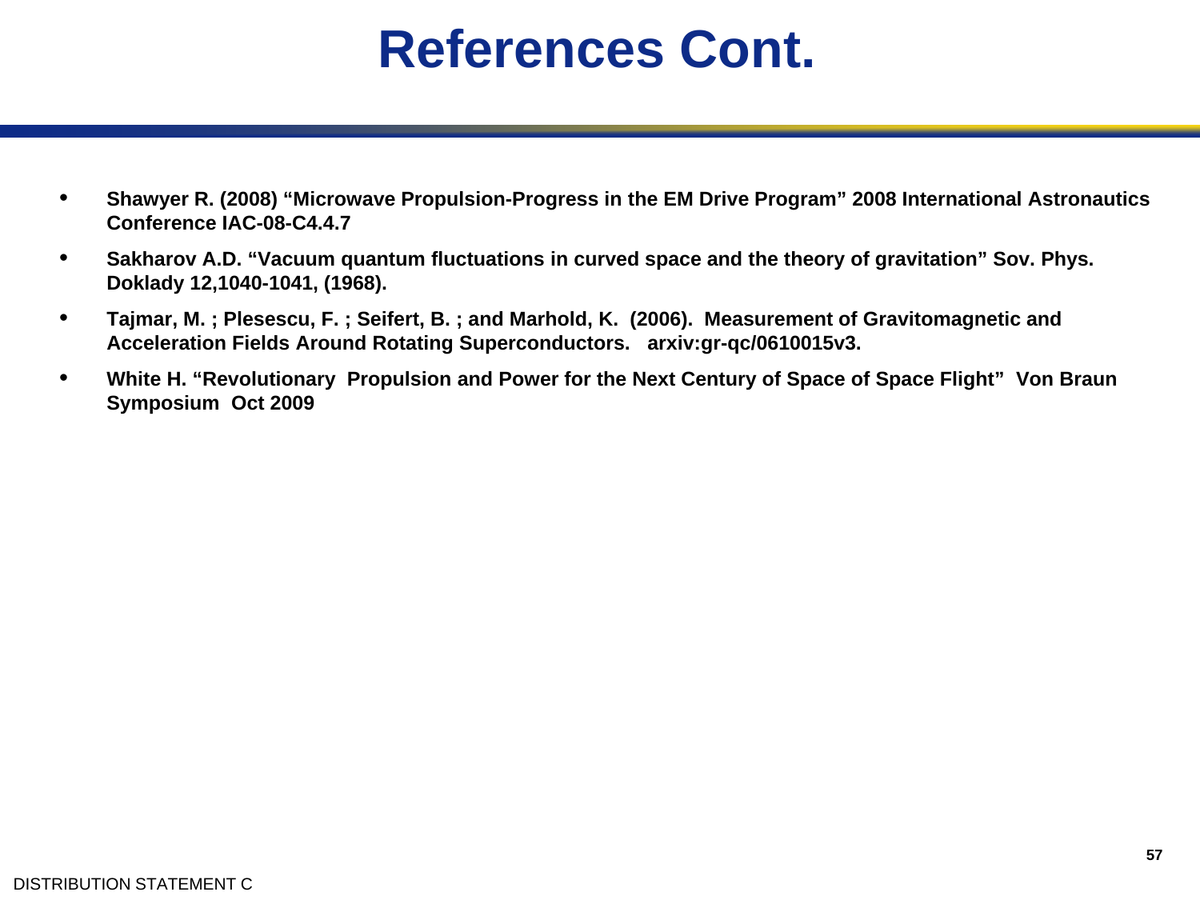# References Cont.

- **Shawyer R. (2008) "Microwave Propulsion-Progress in the EM Drive Program" 2008 International Astronautics Conference IAC-08-C4.4.7**
- **Sakharov A.D. "Vacuum quantum fluctuations in curved space and the theory of gravitation" Sov. Phys. Doklady 12,1040-1041, (1968).**
- **Tajmar, M. ; Plesescu, F. ; Seifert, B. ; and Marhold, K. (2006). Measurement of Gravitomagnetic and Acceleration Fields Around Rotating Superconductors. arxiv:gr-qc/0610015v3.**
- **White H. "Revolutionary Propulsion and Power for the Next Century of Space of Space Flight" Von Braun Symposium Oct 2009**

DISTRIBUTION STATEMENT C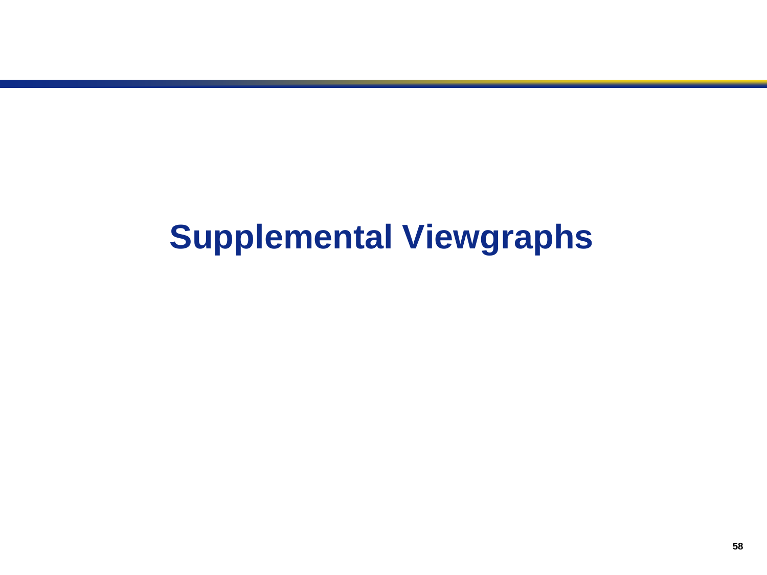# Supplemental Viewgraphs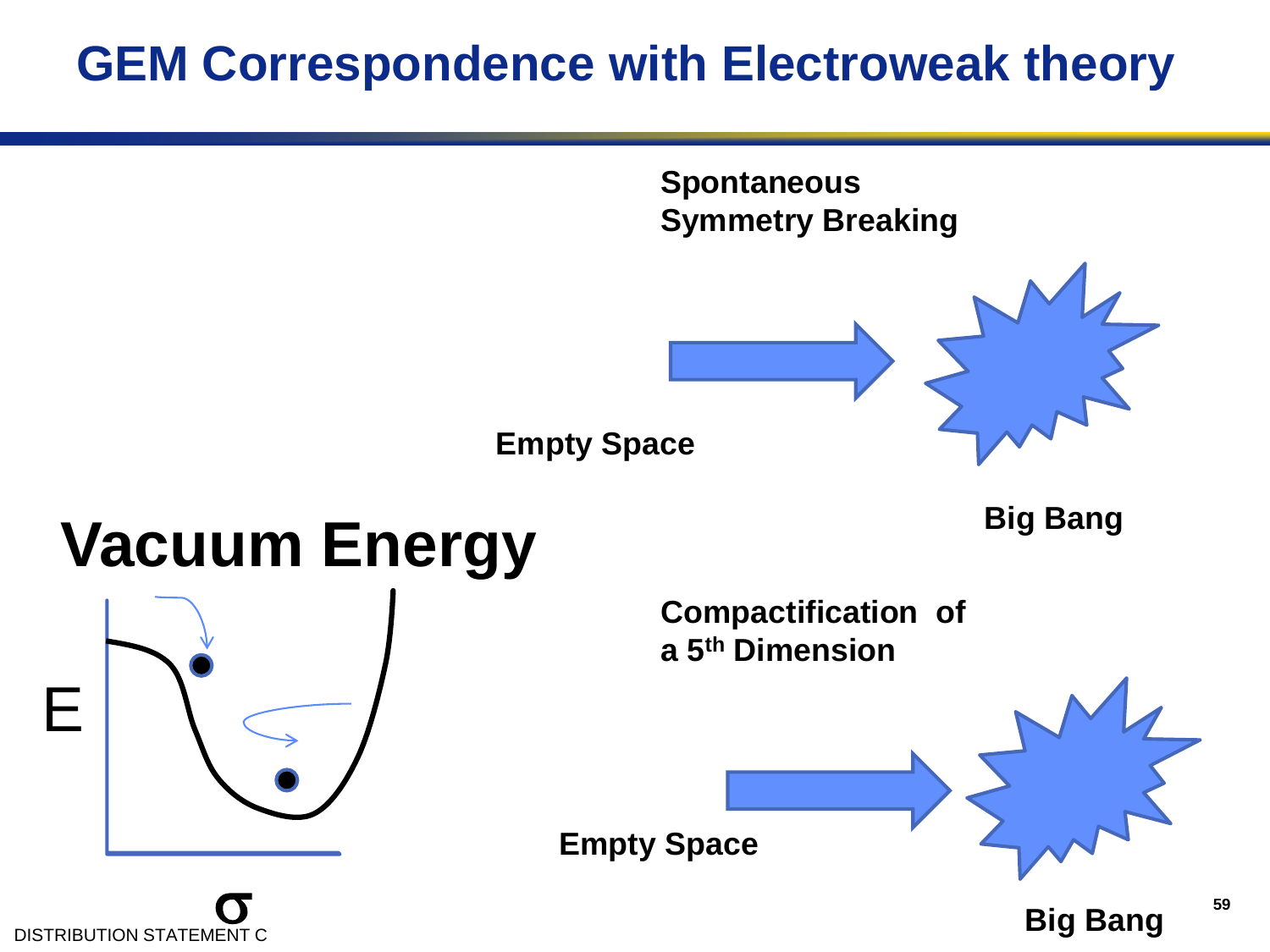# GEM Correspondence with Electroweak theory

**Spontaneous Symmetry Breaking**

**Empty Space**

**Big Bang**

**Vacuum Energy**

E

$\sigma$

**Compactification of a 5th Dimension**

**Empty Space**

**Big Bang**

DISTRIBUTION STATEMENT C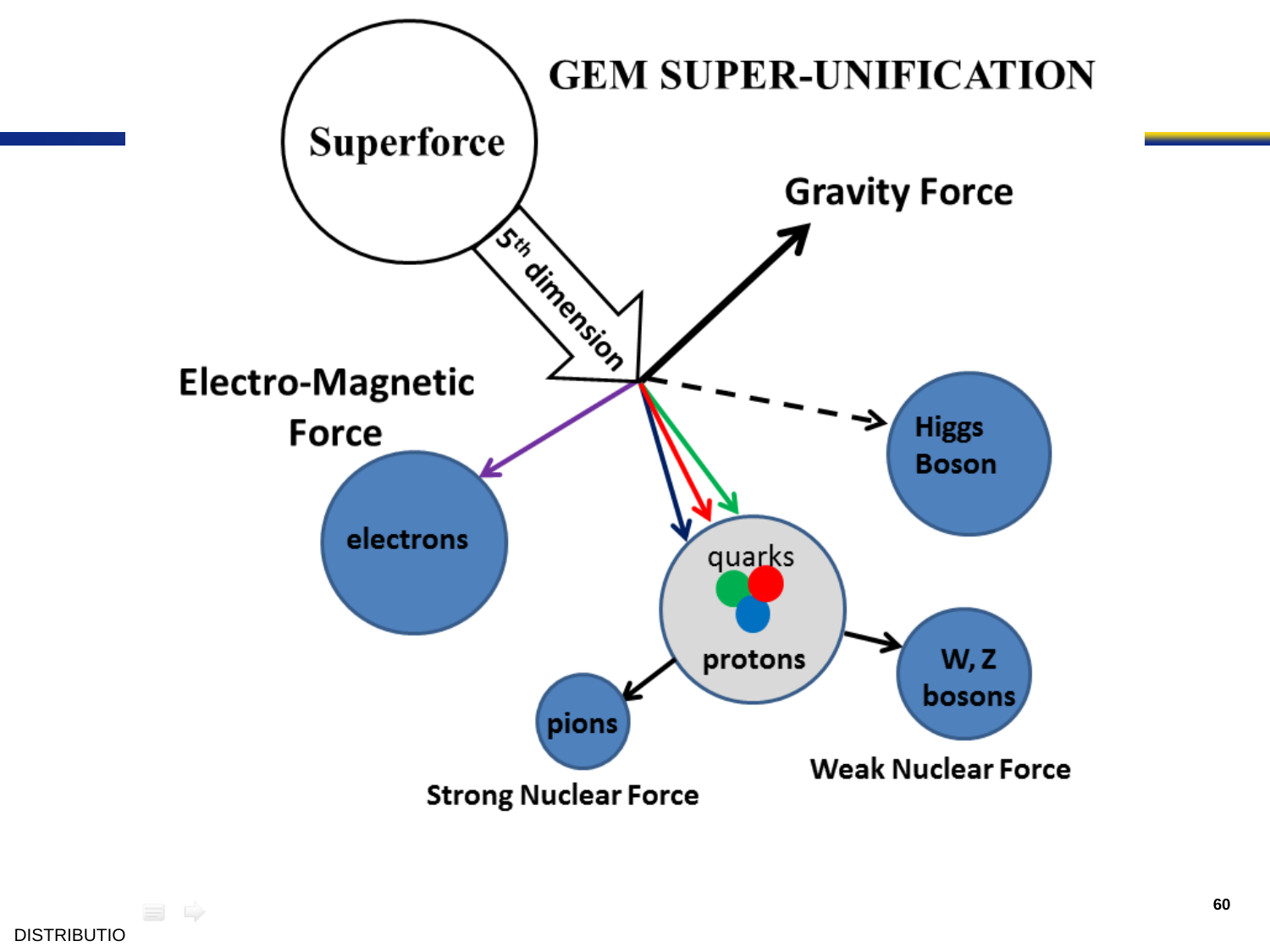# GEM SUPER-UNIFICATION

Superforce

$5^{th}$ dimension

Gravity Force

Electro-Magnetic Force

electrons

Higgs Boson

quarks

protons

W, Z bosons

pions

Strong Nuclear Force

Weak Nuclear Force

DISTRIBUTIO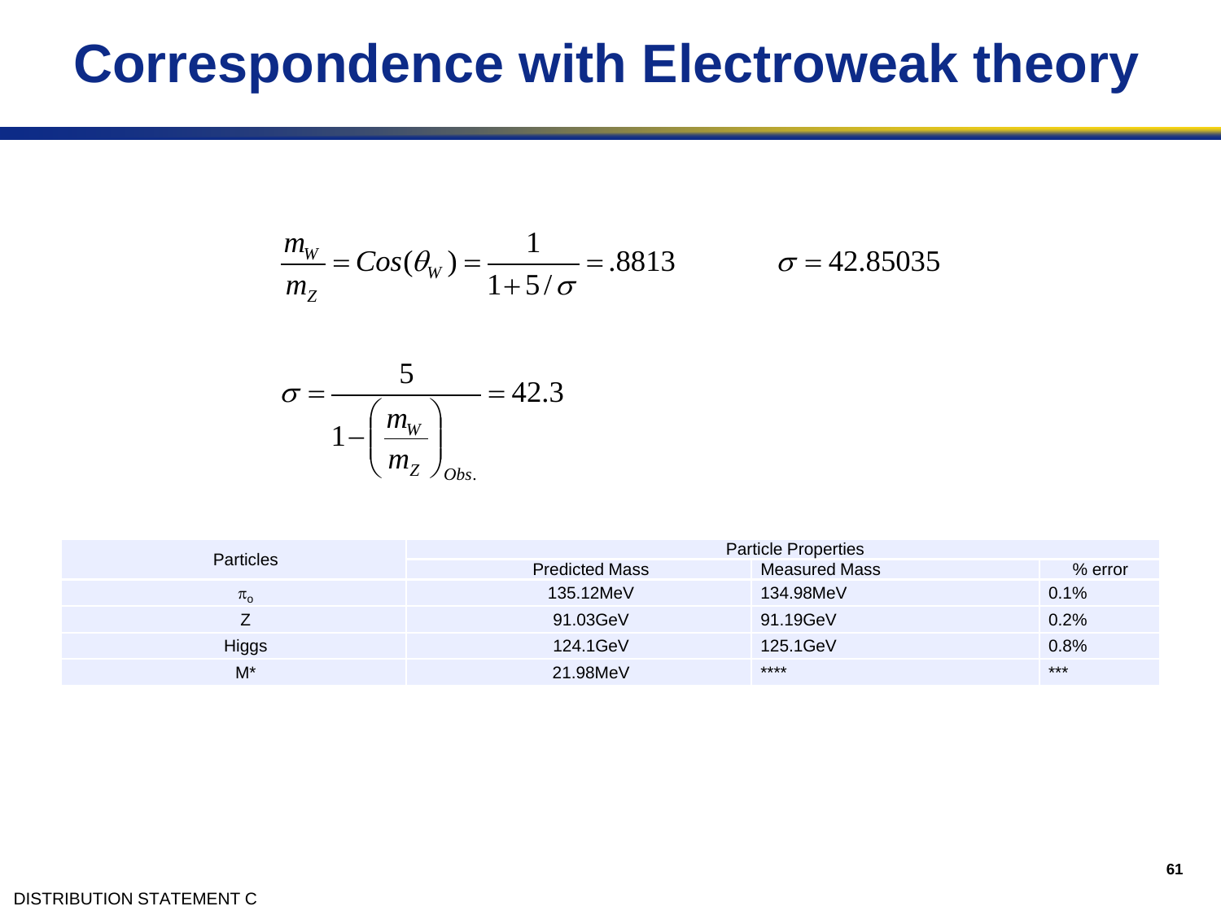# Correspondence with Electroweak theory

$$\frac{m_W}{m_Z} = Cos(\theta_W) = \frac{1}{1+5/\sigma} = .8813 \qquad \sigma = 42.85035$$

$$\sigma = \frac{5}{1-\left(\frac{m_W}{m_Z}\right)_{Obs.}} = 42.3$$

| Particles | Particle Properties | | |
|---|---|---|---|
| | Predicted Mass | Measured Mass | % error |
| $\pi_o$ | 135.12MeV | 134.98MeV | 0.1% |
| Z | 91.03GeV | 91.19GeV | 0.2% |
| Higgs | 124.1GeV | 125.1GeV | 0.8% |
| M* | 21.98MeV | **** | *** |

DISTRIBUTION STATEMENT C